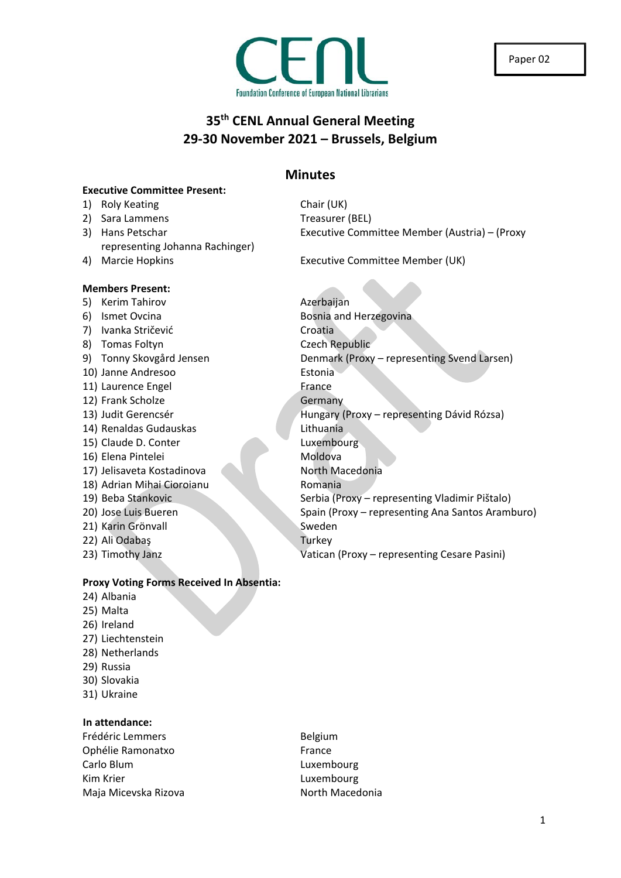Paper 02

CENL

Foundation Conference of European National Librarians

# 35th CENL Annual General Meeting
# 29-30 November 2021 – Brussels, Belgium

## Minutes

**Executive Committee Present:**

| | |
|---|---|
| 1) Roly Keating | Chair (UK) |
| 2) Sara Lammens | Treasurer (BEL) |
| 3) Hans Petschar | Executive Committee Member (Austria) – (Proxy representing Johanna Rachinger) |
| 4) Marcie Hopkins | Executive Committee Member (UK) |

**Members Present:**

| | |
|---|---|
| 5) Kerim Tahirov | Azerbaijan |
| 6) Ismet Ovcina | Bosnia and Herzegovina |
| 7) Ivanka Stričević | Croatia |
| 8) Tomas Foltyn | Czech Republic |
| 9) Tonny Skovgård Jensen | Denmark (Proxy – representing Svend Larsen) |
| 10) Janne Andresoo | Estonia |
| 11) Laurence Engel | France |
| 12) Frank Scholze | Germany |
| 13) Judit Gerencsér | Hungary (Proxy – representing Dávid Rózsa) |
| 14) Renaldas Gudauskas | Lithuania |
| 15) Claude D. Conter | Luxembourg |
| 16) Elena Pintelei | Moldova |
| 17) Jelisaveta Kostadinova | North Macedonia |
| 18) Adrian Mihai Cioroianu | Romania |
| 19) Beba Stankovic | Serbia (Proxy – representing Vladimir Pištalo) |
| 20) Jose Luis Bueren | Spain (Proxy – representing Ana Santos Aramburo) |
| 21) Karin Grönvall | Sweden |
| 22) Ali Odabaş | Turkey |
| 23) Timothy Janz | Vatican (Proxy – representing Cesare Pasini) |

**Proxy Voting Forms Received In Absentia:**

24) Albania
25) Malta
26) Ireland
27) Liechtenstein
28) Netherlands
29) Russia
30) Slovakia
31) Ukraine

**In attendance:**

| | |
|---|---|
| Frédéric Lemmers | Belgium |
| Ophélie Ramonatxo | France |
| Carlo Blum | Luxembourg |
| Kim Krier | Luxembourg |
| Maja Micevska Rizova | North Macedonia |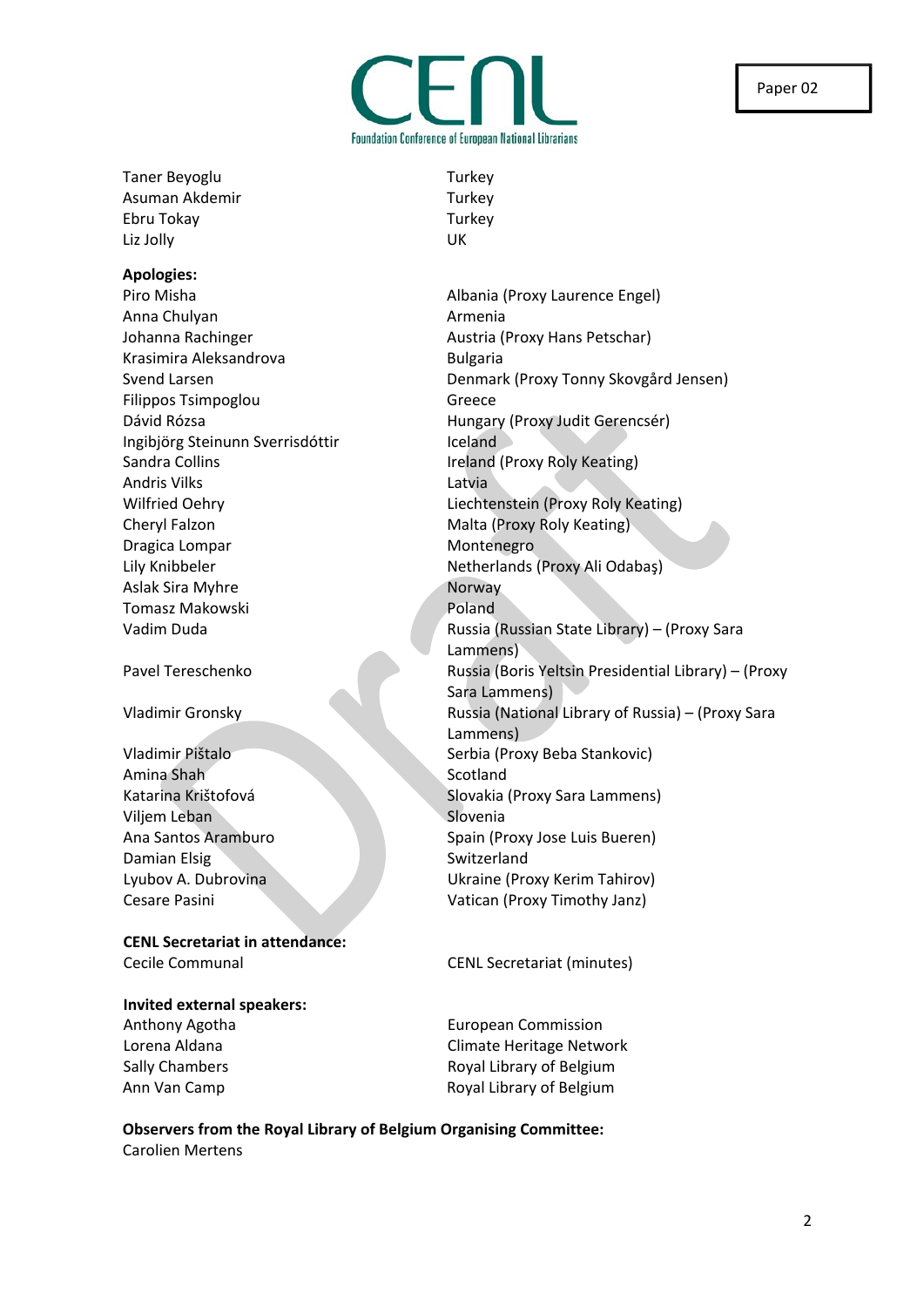Paper 02

| | |
|---|---|
| Taner Beyoglu | Turkey |
| Asuman Akdemir | Turkey |
| Ebru Tokay | Turkey |
| Liz Jolly | UK |

**Apologies:**

| | |
|---|---|
| Piro Misha | Albania (Proxy Laurence Engel) |
| Anna Chulyan | Armenia |
| Johanna Rachinger | Austria (Proxy Hans Petschar) |
| Krasimira Aleksandrova | Bulgaria |
| Svend Larsen | Denmark (Proxy Tonny Skovgård Jensen) |
| Filippos Tsimpoglou | Greece |
| Dávid Rózsa | Hungary (Proxy Judit Gerencsér) |
| Ingibjörg Steinunn Sverrisdóttir | Iceland |
| Sandra Collins | Ireland (Proxy Roly Keating) |
| Andris Vilks | Latvia |
| Wilfried Oehry | Liechtenstein (Proxy Roly Keating) |
| Cheryl Falzon | Malta (Proxy Roly Keating) |
| Dragica Lompar | Montenegro |
| Lily Knibbeler | Netherlands (Proxy Ali Odabaş) |
| Aslak Sira Myhre | Norway |
| Tomasz Makowski | Poland |
| Vadim Duda | Russia (Russian State Library) – (Proxy Sara Lammens) |
| Pavel Tereschenko | Russia (Boris Yeltsin Presidential Library) – (Proxy Sara Lammens) |
| Vladimir Gronsky | Russia (National Library of Russia) – (Proxy Sara Lammens) |
| Vladimir Pištalo | Serbia (Proxy Beba Stankovic) |
| Amina Shah | Scotland |
| Katarina Krištofová | Slovakia (Proxy Sara Lammens) |
| Viljem Leban | Slovenia |
| Ana Santos Aramburo | Spain (Proxy Jose Luis Bueren) |
| Damian Elsig | Switzerland |
| Lyubov A. Dubrovina | Ukraine (Proxy Kerim Tahirov) |
| Cesare Pasini | Vatican (Proxy Timothy Janz) |

**CENL Secretariat in attendance:**

| | |
|---|---|
| Cecile Communal | CENL Secretariat (minutes) |

**Invited external speakers:**

| | |
|---|---|
| Anthony Agotha | European Commission |
| Lorena Aldana | Climate Heritage Network |
| Sally Chambers | Royal Library of Belgium |
| Ann Van Camp | Royal Library of Belgium |

**Observers from the Royal Library of Belgium Organising Committee:**

Carolien Mertens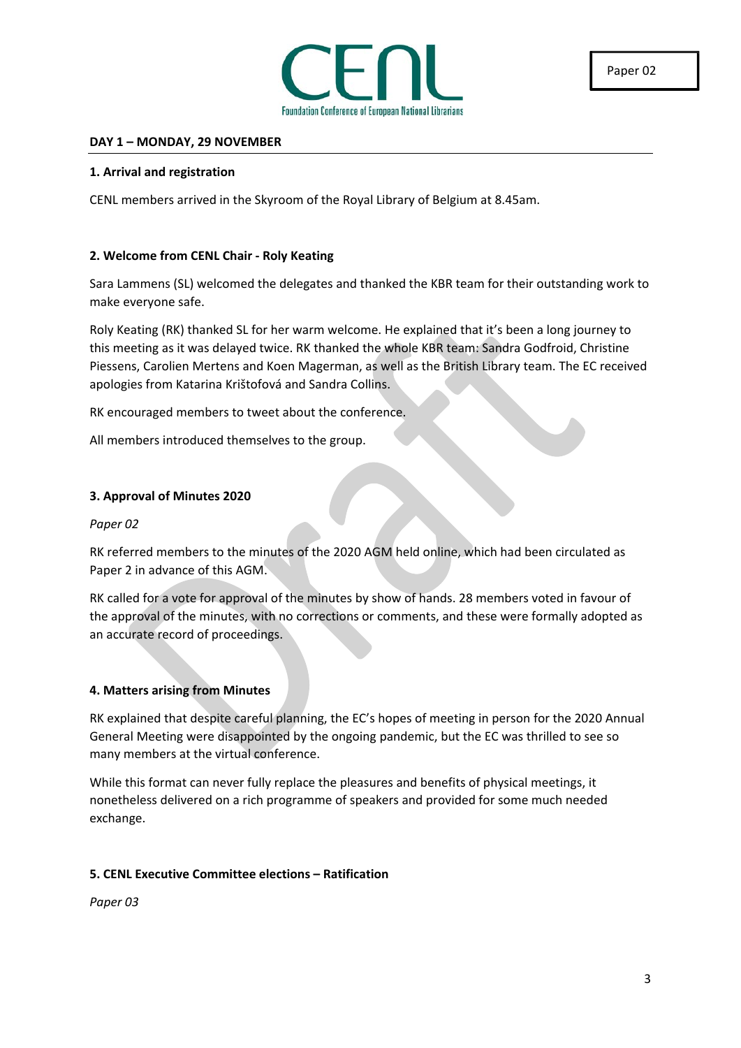**DAY 1 – MONDAY, 29 NOVEMBER**

**1. Arrival and registration**

CENL members arrived in the Skyroom of the Royal Library of Belgium at 8.45am.

**2. Welcome from CENL Chair - Roly Keating**

Sara Lammens (SL) welcomed the delegates and thanked the KBR team for their outstanding work to make everyone safe.

Roly Keating (RK) thanked SL for her warm welcome. He explained that it's been a long journey to this meeting as it was delayed twice. RK thanked the whole KBR team: Sandra Godfroid, Christine Piessens, Carolien Mertens and Koen Magerman, as well as the British Library team. The EC received apologies from Katarina Krištofová and Sandra Collins.

RK encouraged members to tweet about the conference.

All members introduced themselves to the group.

**3. Approval of Minutes 2020**

*Paper 02*

RK referred members to the minutes of the 2020 AGM held online, which had been circulated as Paper 2 in advance of this AGM.

RK called for a vote for approval of the minutes by show of hands. 28 members voted in favour of the approval of the minutes, with no corrections or comments, and these were formally adopted as an accurate record of proceedings.

**4. Matters arising from Minutes**

RK explained that despite careful planning, the EC's hopes of meeting in person for the 2020 Annual General Meeting were disappointed by the ongoing pandemic, but the EC was thrilled to see so many members at the virtual conference.

While this format can never fully replace the pleasures and benefits of physical meetings, it nonetheless delivered on a rich programme of speakers and provided for some much needed exchange.

**5. CENL Executive Committee elections – Ratification**

*Paper 03*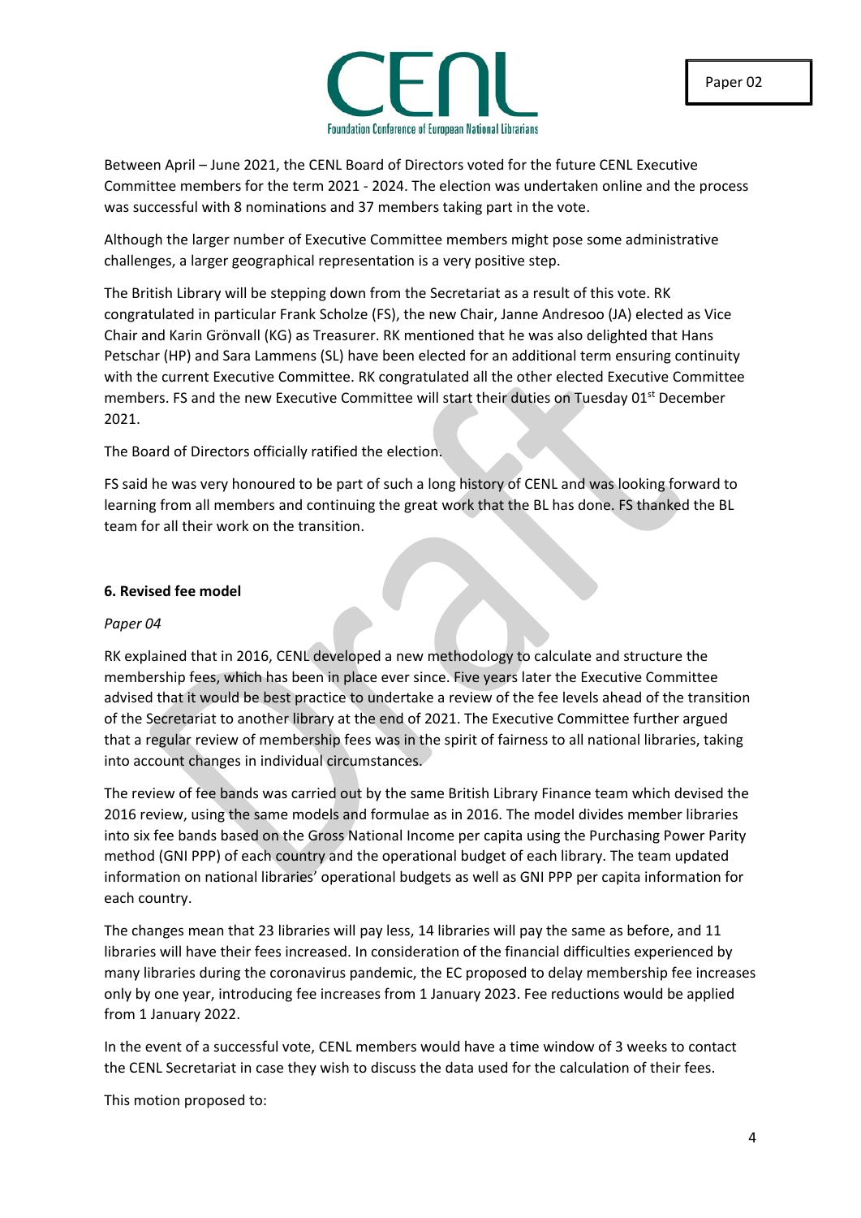Between April – June 2021, the CENL Board of Directors voted for the future CENL Executive Committee members for the term 2021 - 2024. The election was undertaken online and the process was successful with 8 nominations and 37 members taking part in the vote.

Although the larger number of Executive Committee members might pose some administrative challenges, a larger geographical representation is a very positive step.

The British Library will be stepping down from the Secretariat as a result of this vote. RK congratulated in particular Frank Scholze (FS), the new Chair, Janne Andresoo (JA) elected as Vice Chair and Karin Grönvall (KG) as Treasurer. RK mentioned that he was also delighted that Hans Petschar (HP) and Sara Lammens (SL) have been elected for an additional term ensuring continuity with the current Executive Committee. RK congratulated all the other elected Executive Committee members. FS and the new Executive Committee will start their duties on Tuesday 01st December 2021.

The Board of Directors officially ratified the election.

FS said he was very honoured to be part of such a long history of CENL and was looking forward to learning from all members and continuing the great work that the BL has done. FS thanked the BL team for all their work on the transition.

**6. Revised fee model**

*Paper 04*

RK explained that in 2016, CENL developed a new methodology to calculate and structure the membership fees, which has been in place ever since. Five years later the Executive Committee advised that it would be best practice to undertake a review of the fee levels ahead of the transition of the Secretariat to another library at the end of 2021. The Executive Committee further argued that a regular review of membership fees was in the spirit of fairness to all national libraries, taking into account changes in individual circumstances.

The review of fee bands was carried out by the same British Library Finance team which devised the 2016 review, using the same models and formulae as in 2016. The model divides member libraries into six fee bands based on the Gross National Income per capita using the Purchasing Power Parity method (GNI PPP) of each country and the operational budget of each library. The team updated information on national libraries' operational budgets as well as GNI PPP per capita information for each country.

The changes mean that 23 libraries will pay less, 14 libraries will pay the same as before, and 11 libraries will have their fees increased. In consideration of the financial difficulties experienced by many libraries during the coronavirus pandemic, the EC proposed to delay membership fee increases only by one year, introducing fee increases from 1 January 2023. Fee reductions would be applied from 1 January 2022.

In the event of a successful vote, CENL members would have a time window of 3 weeks to contact the CENL Secretariat in case they wish to discuss the data used for the calculation of their fees.

This motion proposed to: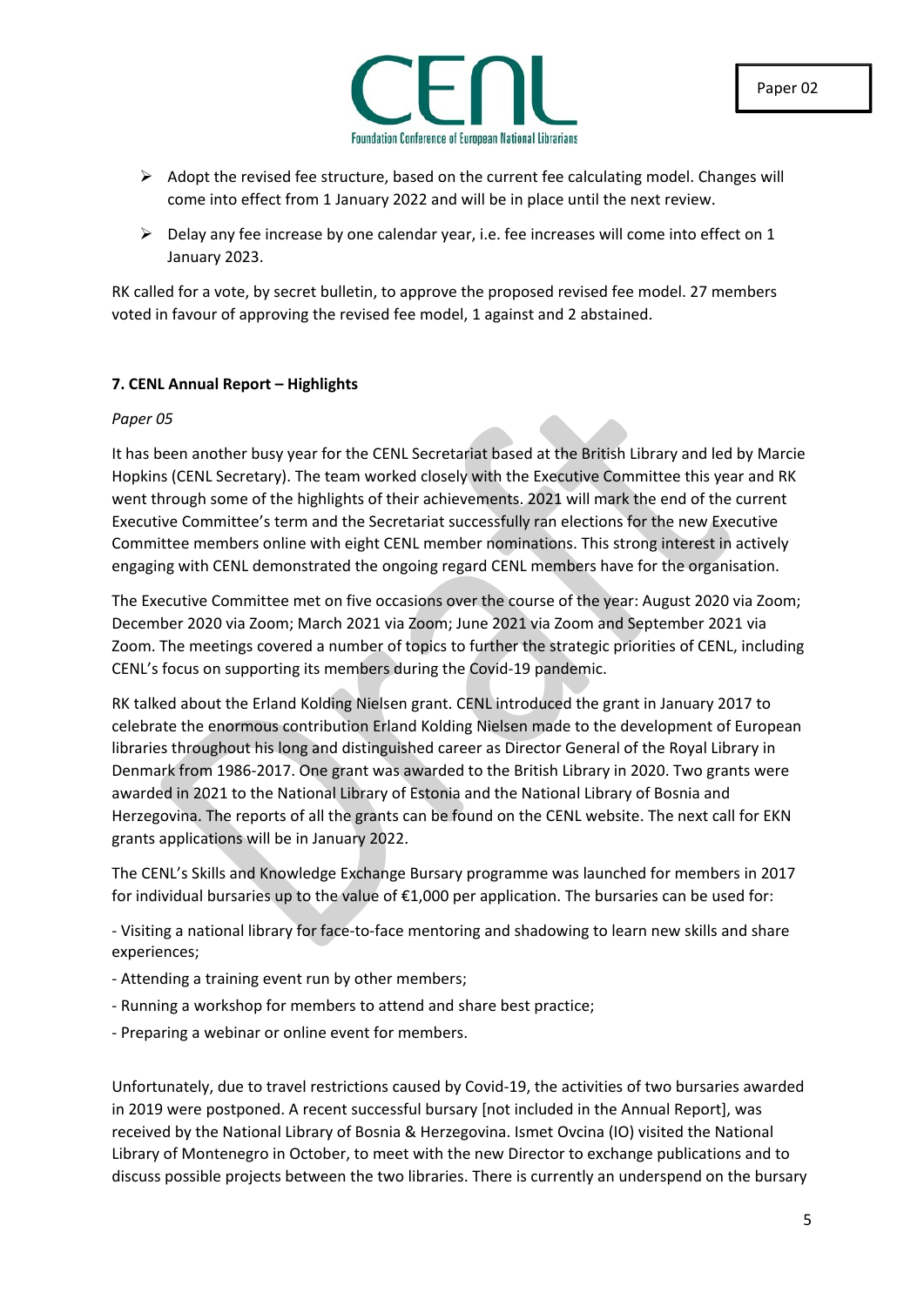- Adopt the revised fee structure, based on the current fee calculating model. Changes will come into effect from 1 January 2022 and will be in place until the next review.
- Delay any fee increase by one calendar year, i.e. fee increases will come into effect on 1 January 2023.

RK called for a vote, by secret bulletin, to approve the proposed revised fee model. 27 members voted in favour of approving the revised fee model, 1 against and 2 abstained.

**7. CENL Annual Report – Highlights**

*Paper 05*

It has been another busy year for the CENL Secretariat based at the British Library and led by Marcie Hopkins (CENL Secretary). The team worked closely with the Executive Committee this year and RK went through some of the highlights of their achievements. 2021 will mark the end of the current Executive Committee's term and the Secretariat successfully ran elections for the new Executive Committee members online with eight CENL member nominations. This strong interest in actively engaging with CENL demonstrated the ongoing regard CENL members have for the organisation.

The Executive Committee met on five occasions over the course of the year: August 2020 via Zoom; December 2020 via Zoom; March 2021 via Zoom; June 2021 via Zoom and September 2021 via Zoom. The meetings covered a number of topics to further the strategic priorities of CENL, including CENL's focus on supporting its members during the Covid-19 pandemic.

RK talked about the Erland Kolding Nielsen grant. CENL introduced the grant in January 2017 to celebrate the enormous contribution Erland Kolding Nielsen made to the development of European libraries throughout his long and distinguished career as Director General of the Royal Library in Denmark from 1986-2017. One grant was awarded to the British Library in 2020. Two grants were awarded in 2021 to the National Library of Estonia and the National Library of Bosnia and Herzegovina. The reports of all the grants can be found on the CENL website. The next call for EKN grants applications will be in January 2022.

The CENL's Skills and Knowledge Exchange Bursary programme was launched for members in 2017 for individual bursaries up to the value of €1,000 per application. The bursaries can be used for:

- Visiting a national library for face-to-face mentoring and shadowing to learn new skills and share experiences;
- Attending a training event run by other members;
- Running a workshop for members to attend and share best practice;
- Preparing a webinar or online event for members.

Unfortunately, due to travel restrictions caused by Covid-19, the activities of two bursaries awarded in 2019 were postponed. A recent successful bursary [not included in the Annual Report], was received by the National Library of Bosnia & Herzegovina. Ismet Ovcina (IO) visited the National Library of Montenegro in October, to meet with the new Director to exchange publications and to discuss possible projects between the two libraries. There is currently an underspend on the bursary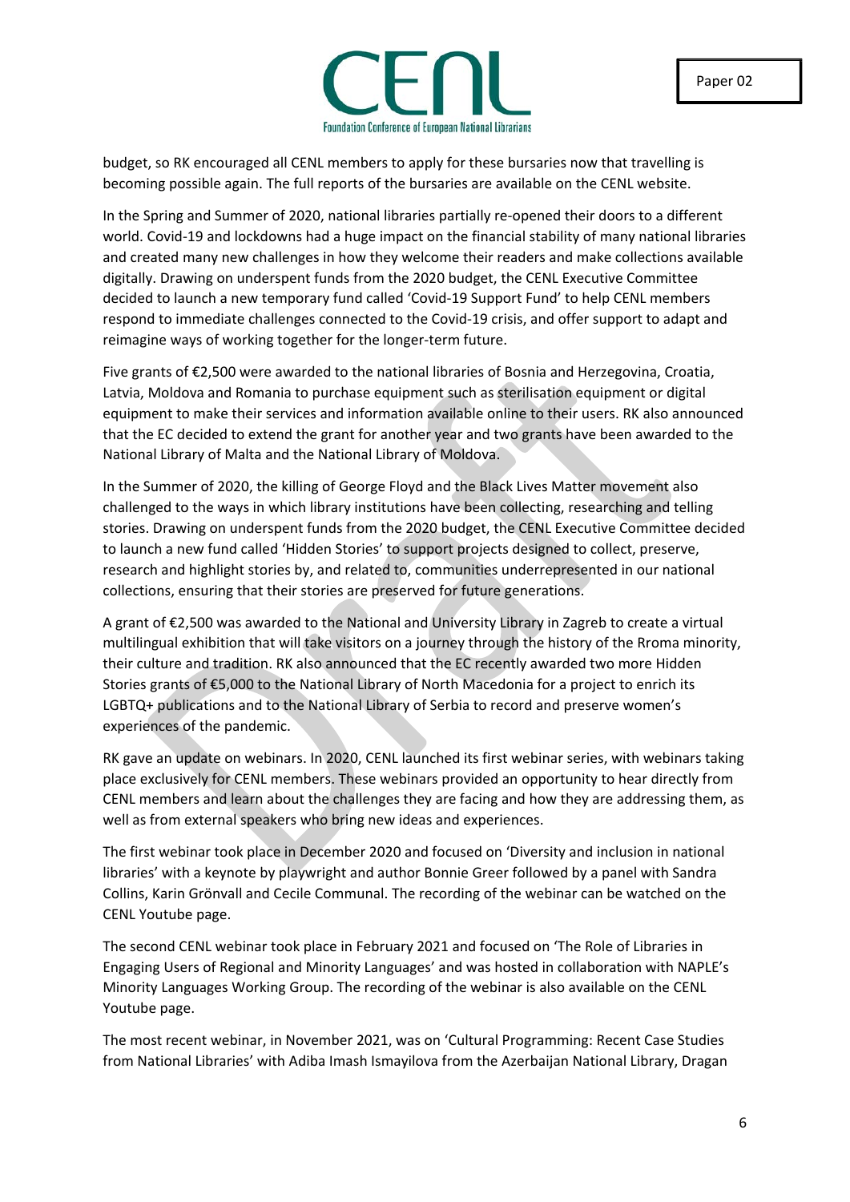budget, so RK encouraged all CENL members to apply for these bursaries now that travelling is becoming possible again. The full reports of the bursaries are available on the CENL website.

In the Spring and Summer of 2020, national libraries partially re-opened their doors to a different world. Covid-19 and lockdowns had a huge impact on the financial stability of many national libraries and created many new challenges in how they welcome their readers and make collections available digitally. Drawing on underspent funds from the 2020 budget, the CENL Executive Committee decided to launch a new temporary fund called 'Covid-19 Support Fund' to help CENL members respond to immediate challenges connected to the Covid-19 crisis, and offer support to adapt and reimagine ways of working together for the longer-term future.

Five grants of €2,500 were awarded to the national libraries of Bosnia and Herzegovina, Croatia, Latvia, Moldova and Romania to purchase equipment such as sterilisation equipment or digital equipment to make their services and information available online to their users. RK also announced that the EC decided to extend the grant for another year and two grants have been awarded to the National Library of Malta and the National Library of Moldova.

In the Summer of 2020, the killing of George Floyd and the Black Lives Matter movement also challenged to the ways in which library institutions have been collecting, researching and telling stories. Drawing on underspent funds from the 2020 budget, the CENL Executive Committee decided to launch a new fund called 'Hidden Stories' to support projects designed to collect, preserve, research and highlight stories by, and related to, communities underrepresented in our national collections, ensuring that their stories are preserved for future generations.

A grant of €2,500 was awarded to the National and University Library in Zagreb to create a virtual multilingual exhibition that will take visitors on a journey through the history of the Rroma minority, their culture and tradition. RK also announced that the EC recently awarded two more Hidden Stories grants of €5,000 to the National Library of North Macedonia for a project to enrich its LGBTQ+ publications and to the National Library of Serbia to record and preserve women's experiences of the pandemic.

RK gave an update on webinars. In 2020, CENL launched its first webinar series, with webinars taking place exclusively for CENL members. These webinars provided an opportunity to hear directly from CENL members and learn about the challenges they are facing and how they are addressing them, as well as from external speakers who bring new ideas and experiences.

The first webinar took place in December 2020 and focused on 'Diversity and inclusion in national libraries' with a keynote by playwright and author Bonnie Greer followed by a panel with Sandra Collins, Karin Grönvall and Cecile Communal. The recording of the webinar can be watched on the CENL Youtube page.

The second CENL webinar took place in February 2021 and focused on 'The Role of Libraries in Engaging Users of Regional and Minority Languages' and was hosted in collaboration with NAPLE's Minority Languages Working Group. The recording of the webinar is also available on the CENL Youtube page.

The most recent webinar, in November 2021, was on 'Cultural Programming: Recent Case Studies from National Libraries' with Adiba Imash Ismayilova from the Azerbaijan National Library, Dragan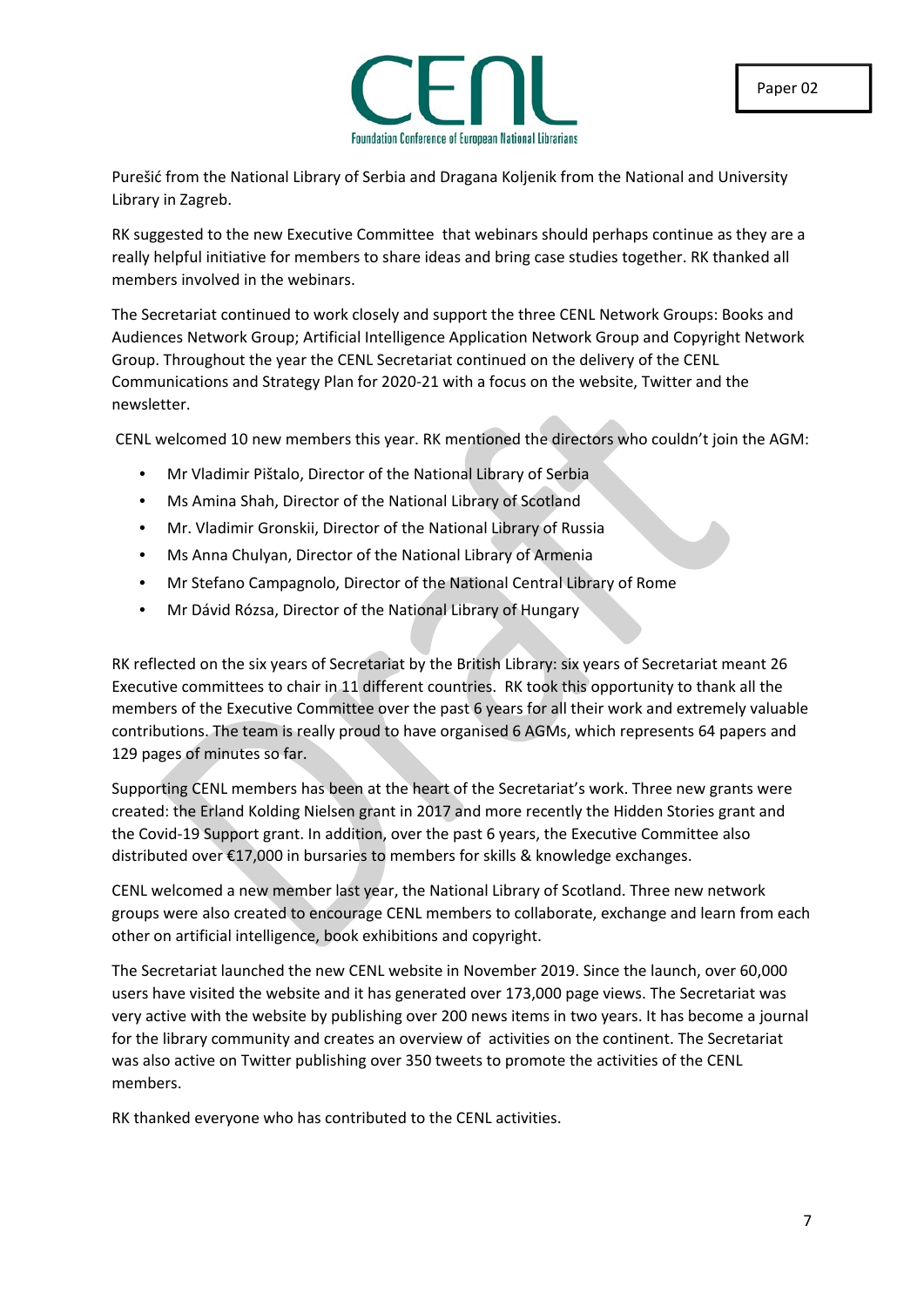Purešić from the National Library of Serbia and Dragana Koljenik from the National and University Library in Zagreb.

RK suggested to the new Executive Committee that webinars should perhaps continue as they are a really helpful initiative for members to share ideas and bring case studies together. RK thanked all members involved in the webinars.

The Secretariat continued to work closely and support the three CENL Network Groups: Books and Audiences Network Group; Artificial Intelligence Application Network Group and Copyright Network Group. Throughout the year the CENL Secretariat continued on the delivery of the CENL Communications and Strategy Plan for 2020-21 with a focus on the website, Twitter and the newsletter.

CENL welcomed 10 new members this year. RK mentioned the directors who couldn't join the AGM:

- Mr Vladimir Pištalo, Director of the National Library of Serbia
- Ms Amina Shah, Director of the National Library of Scotland
- Mr. Vladimir Gronskii, Director of the National Library of Russia
- Ms Anna Chulyan, Director of the National Library of Armenia
- Mr Stefano Campagnolo, Director of the National Central Library of Rome
- Mr Dávid Rózsa, Director of the National Library of Hungary

RK reflected on the six years of Secretariat by the British Library: six years of Secretariat meant 26 Executive committees to chair in 11 different countries. RK took this opportunity to thank all the members of the Executive Committee over the past 6 years for all their work and extremely valuable contributions. The team is really proud to have organised 6 AGMs, which represents 64 papers and 129 pages of minutes so far.

Supporting CENL members has been at the heart of the Secretariat's work. Three new grants were created: the Erland Kolding Nielsen grant in 2017 and more recently the Hidden Stories grant and the Covid-19 Support grant. In addition, over the past 6 years, the Executive Committee also distributed over €17,000 in bursaries to members for skills & knowledge exchanges.

CENL welcomed a new member last year, the National Library of Scotland. Three new network groups were also created to encourage CENL members to collaborate, exchange and learn from each other on artificial intelligence, book exhibitions and copyright.

The Secretariat launched the new CENL website in November 2019. Since the launch, over 60,000 users have visited the website and it has generated over 173,000 page views. The Secretariat was very active with the website by publishing over 200 news items in two years. It has become a journal for the library community and creates an overview of activities on the continent. The Secretariat was also active on Twitter publishing over 350 tweets to promote the activities of the CENL members.

RK thanked everyone who has contributed to the CENL activities.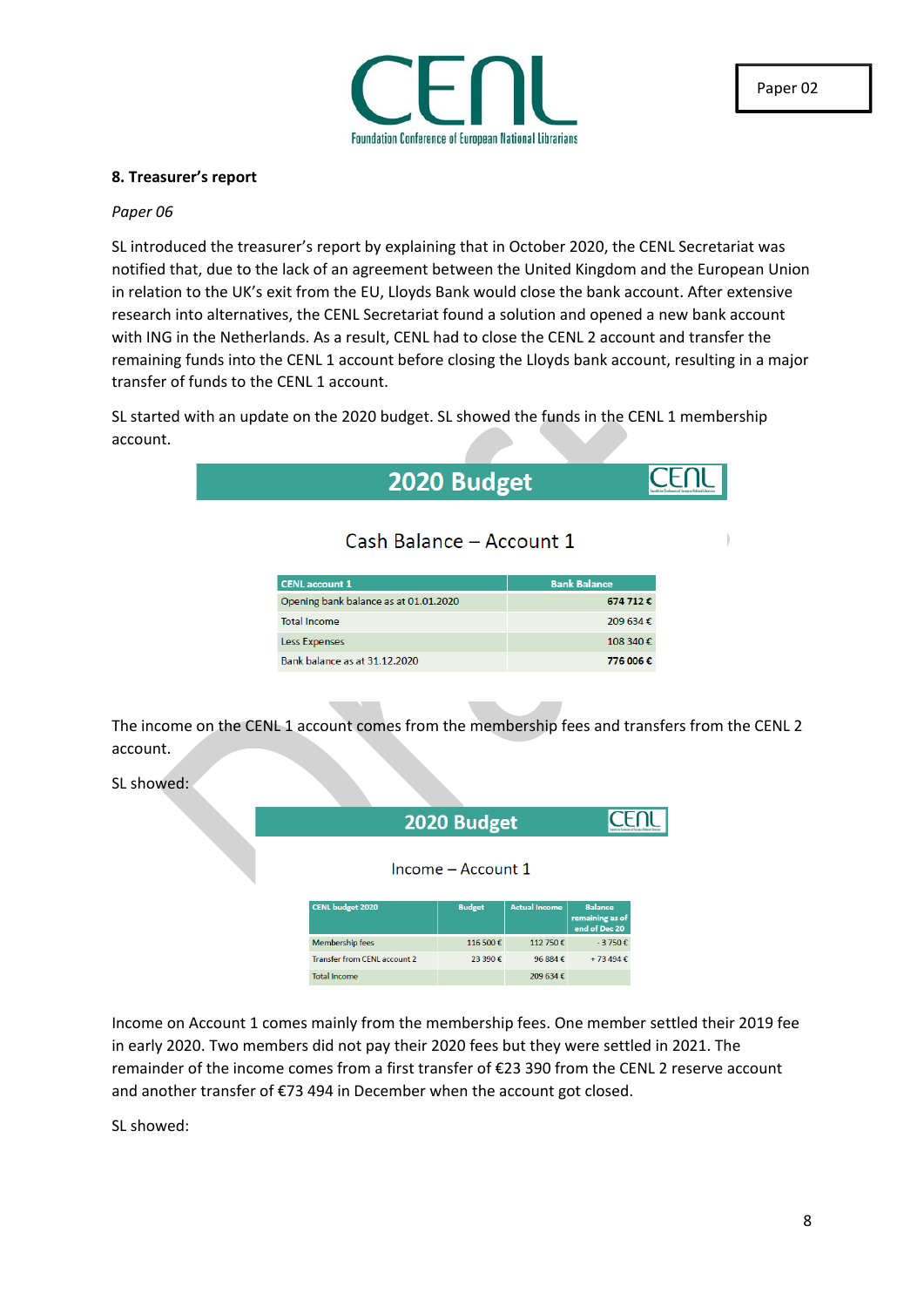## 8. Treasurer's report

*Paper 06*

SL introduced the treasurer's report by explaining that in October 2020, the CENL Secretariat was notified that, due to the lack of an agreement between the United Kingdom and the European Union in relation to the UK's exit from the EU, Lloyds Bank would close the bank account. After extensive research into alternatives, the CENL Secretariat found a solution and opened a new bank account with ING in the Netherlands. As a result, CENL had to close the CENL 2 account and transfer the remaining funds into the CENL 1 account before closing the Lloyds bank account, resulting in a major transfer of funds to the CENL 1 account.

SL started with an update on the 2020 budget. SL showed the funds in the CENL 1 membership account.

**2020 Budget**

Cash Balance – Account 1

| CENL account 1 | Bank Balance |
|---|---|
| Opening bank balance as at 01.01.2020 | **674 712 €** |
| Total Income | 209 634 € |
| Less Expenses | 108 340 € |
| Bank balance as at 31.12.2020 | **776 006 €** |

The income on the CENL 1 account comes from the membership fees and transfers from the CENL 2 account.

SL showed:

**2020 Budget**

Income – Account 1

| CENL budget 2020 | Budget | Actual Income | Balance remaining as of end of Dec 20 |
|---|---|---|---|
| Membership fees | 116 500 € | 112 750 € | - 3 750 € |
| Transfer from CENL account 2 | 23 390 € | 96 884 € | + 73 494 € |
| Total Income | | 209 634 € | |

Income on Account 1 comes mainly from the membership fees. One member settled their 2019 fee in early 2020. Two members did not pay their 2020 fees but they were settled in 2021. The remainder of the income comes from a first transfer of €23 390 from the CENL 2 reserve account and another transfer of €73 494 in December when the account got closed.

SL showed: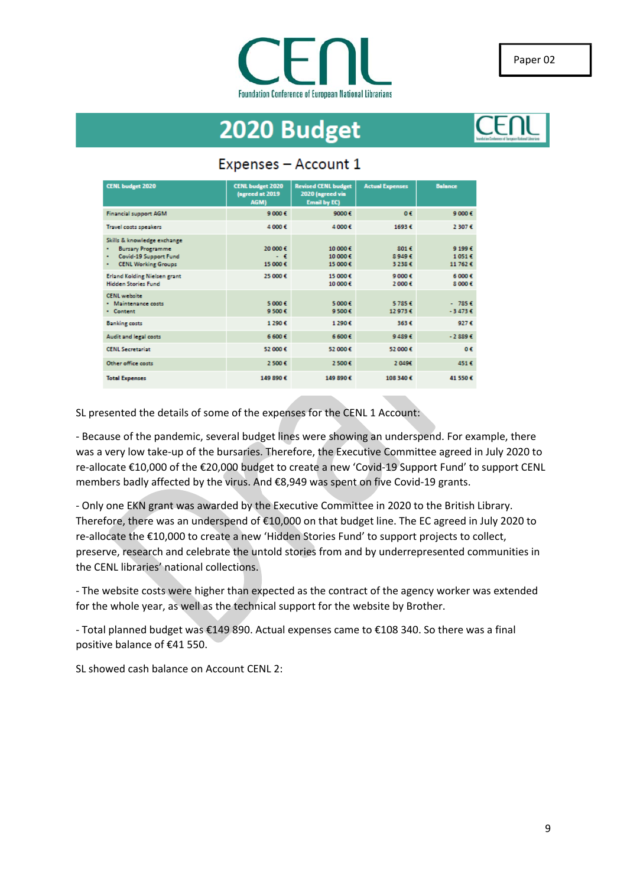# 2020 Budget

## Expenses – Account 1

| CENL budget 2020 | CENL budget 2020 (agreed at 2019 AGM) | Revised CENL budget 2020 (agreed via Email by EC) | Actual Expenses | Balance |
|---|---|---|---|---|
| Financial support AGM | 9 000 € | 9000 € | 0 € | 9 000 € |
| Travel costs speakers | 4 000 € | 4 000 € | 1693 € | 2 307 € |
| Skills & knowledge exchange<br>• Bursary Programme<br>• Covid-19 Support Fund<br>• CENL Working Groups | 20 000 €<br>- €<br>15 000 € | 10 000 €<br>10 000 €<br>15 000 € | 801 €<br>8 949 €<br>3 238 € | 9 199 €<br>1 051 €<br>11 762 € |
| Erland Kolding Nielsen grant<br>Hidden Stories Fund | 25 000 € | 15 000 €<br>10 000 € | 9 000 €<br>2 000 € | 6 000 €<br>8 000 € |
| CENL website<br>• Maintenance costs<br>• Content | 5 000 €<br>9 500 € | 5 000 €<br>9 500 € | 5 785 €<br>12 973 € | - 785 €<br>- 3 473 € |
| Banking costs | 1 290 € | 1 290 € | 363 € | 927 € |
| Audit and legal costs | 6 600 € | 6 600 € | 9 489 € | - 2 889 € |
| CENL Secretariat | 52 000 € | 52 000 € | 52 000 € | 0 € |
| Other office costs | 2 500 € | 2 500 € | 2 049€ | 451 € |
| **Total Expenses** | **149 890 €** | **149 890 €** | **108 340 €** | **41 550 €** |

SL presented the details of some of the expenses for the CENL 1 Account:

- Because of the pandemic, several budget lines were showing an underspend. For example, there was a very low take-up of the bursaries. Therefore, the Executive Committee agreed in July 2020 to re-allocate €10,000 of the €20,000 budget to create a new 'Covid-19 Support Fund' to support CENL members badly affected by the virus. And €8,949 was spent on five Covid-19 grants.

- Only one EKN grant was awarded by the Executive Committee in 2020 to the British Library. Therefore, there was an underspend of €10,000 on that budget line. The EC agreed in July 2020 to re-allocate the €10,000 to create a new 'Hidden Stories Fund' to support projects to collect, preserve, research and celebrate the untold stories from and by underrepresented communities in the CENL libraries' national collections.

- The website costs were higher than expected as the contract of the agency worker was extended for the whole year, as well as the technical support for the website by Brother.

- Total planned budget was €149 890. Actual expenses came to €108 340. So there was a final positive balance of €41 550.

SL showed cash balance on Account CENL 2: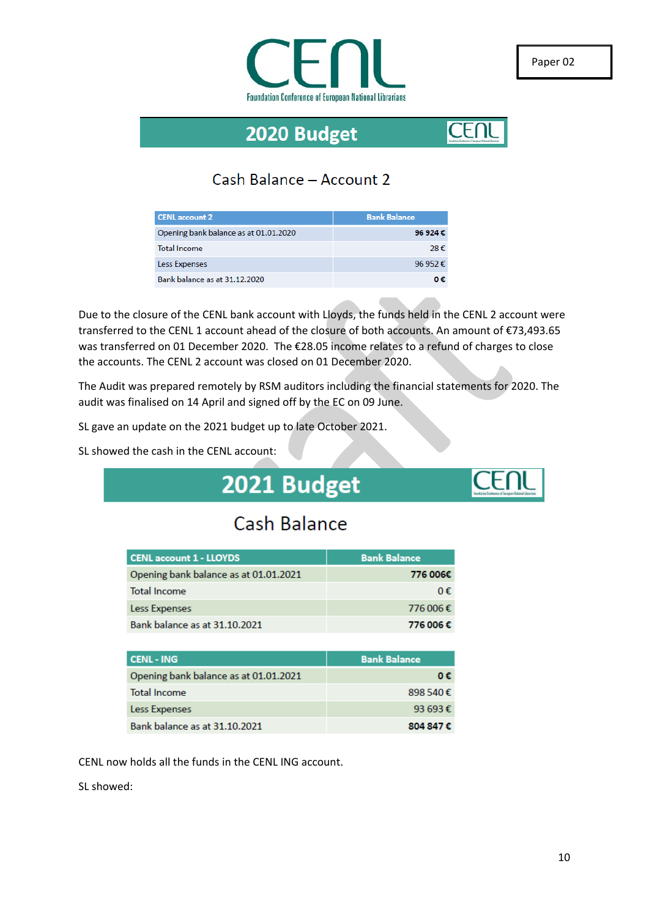Paper 02

## 2020 Budget

### Cash Balance – Account 2

| CENL account 2 | Bank Balance |
|---|---|
| Opening bank balance as at 01.01.2020 | **96 924 €** |
| Total Income | 28 € |
| Less Expenses | 96 952 € |
| Bank balance as at 31.12.2020 | **0 €** |

Due to the closure of the CENL bank account with Lloyds, the funds held in the CENL 2 account were transferred to the CENL 1 account ahead of the closure of both accounts. An amount of €73,493.65 was transferred on 01 December 2020. The €28.05 income relates to a refund of charges to close the accounts. The CENL 2 account was closed on 01 December 2020.

The Audit was prepared remotely by RSM auditors including the financial statements for 2020. The audit was finalised on 14 April and signed off by the EC on 09 June.

SL gave an update on the 2021 budget up to late October 2021.

SL showed the cash in the CENL account:

## 2021 Budget

### Cash Balance

| CENL account 1 - LLOYDS | Bank Balance |
|---|---|
| Opening bank balance as at 01.01.2021 | **776 006€** |
| Total Income | 0 € |
| Less Expenses | 776 006 € |
| Bank balance as at 31.10.2021 | **776 006 €** |

| CENL - ING | Bank Balance |
|---|---|
| Opening bank balance as at 01.01.2021 | **0 €** |
| Total Income | 898 540 € |
| Less Expenses | 93 693 € |
| Bank balance as at 31.10.2021 | **804 847 €** |

CENL now holds all the funds in the CENL ING account.

SL showed: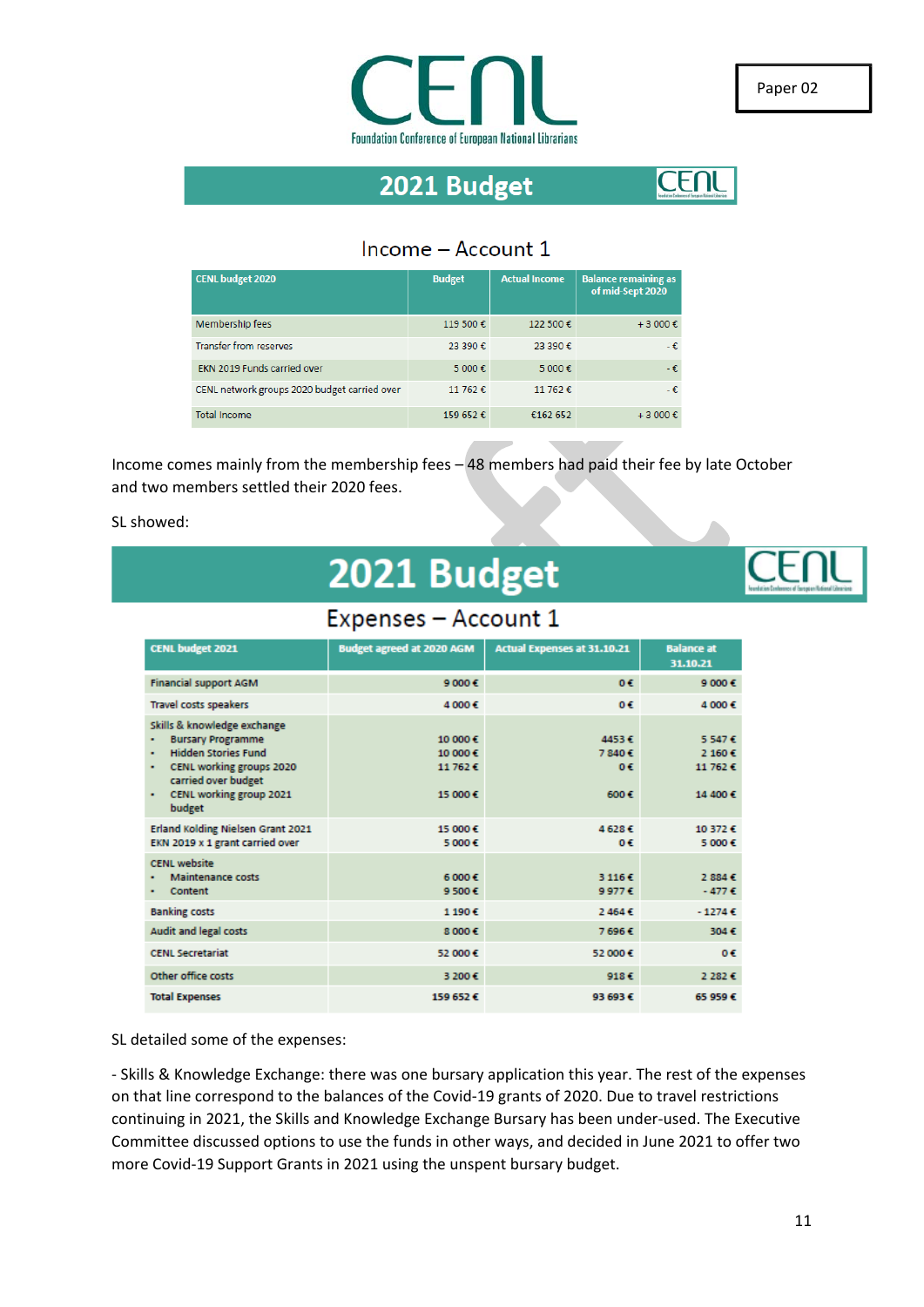Paper 02

CENL

Foundation Conference of European National Librarians

## 2021 Budget

### Income – Account 1

| CENL budget 2020 | Budget | Actual Income | Balance remaining as of mid-Sept 2020 |
|---|---|---|---|
| Membership fees | 119 500 € | 122 500 € | + 3 000 € |
| Transfer from reserves | 23 390 € | 23 390 € | - € |
| EKN 2019 Funds carried over | 5 000 € | 5 000 € | - € |
| CENL network groups 2020 budget carried over | 11 762 € | 11 762 € | - € |
| Total Income | 159 652 € | €162 652 | + 3 000 € |

Income comes mainly from the membership fees – 48 members had paid their fee by late October and two members settled their 2020 fees.

SL showed:

## 2021 Budget

### Expenses – Account 1

| CENL budget 2021 | Budget agreed at 2020 AGM | Actual Expenses at 31.10.21 | Balance at 31.10.21 |
|---|---|---|---|
| Financial support AGM | 9 000 € | 0 € | 9 000 € |
| Travel costs speakers | 4 000 € | 0 € | 4 000 € |
| Skills & knowledge exchange | | | |
| • Bursary Programme | 10 000 € | 4453 € | 5 547 € |
| • Hidden Stories Fund | 10 000 € | 7 840 € | 2 160 € |
| • CENL working groups 2020 carried over budget | 11 762 € | 0 € | 11 762 € |
| • CENL working group 2021 budget | 15 000 € | 600 € | 14 400 € |
| Erland Kolding Nielsen Grant 2021 | 15 000 € | 4 628 € | 10 372 € |
| EKN 2019 x 1 grant carried over | 5 000 € | 0 € | 5 000 € |
| CENL website | | | |
| • Maintenance costs | 6 000 € | 3 116 € | 2 884 € |
| • Content | 9 500 € | 9 977 € | - 477 € |
| Banking costs | 1 190 € | 2 464 € | - 1274 € |
| Audit and legal costs | 8 000 € | 7 696 € | 304 € |
| CENL Secretariat | 52 000 € | 52 000 € | 0 € |
| Other office costs | 3 200 € | 918 € | 2 282 € |
| Total Expenses | 159 652 € | 93 693 € | 65 959 € |

SL detailed some of the expenses:

- Skills & Knowledge Exchange: there was one bursary application this year. The rest of the expenses on that line correspond to the balances of the Covid-19 grants of 2020. Due to travel restrictions continuing in 2021, the Skills and Knowledge Exchange Bursary has been under-used. The Executive Committee discussed options to use the funds in other ways, and decided in June 2021 to offer two more Covid-19 Support Grants in 2021 using the unspent bursary budget.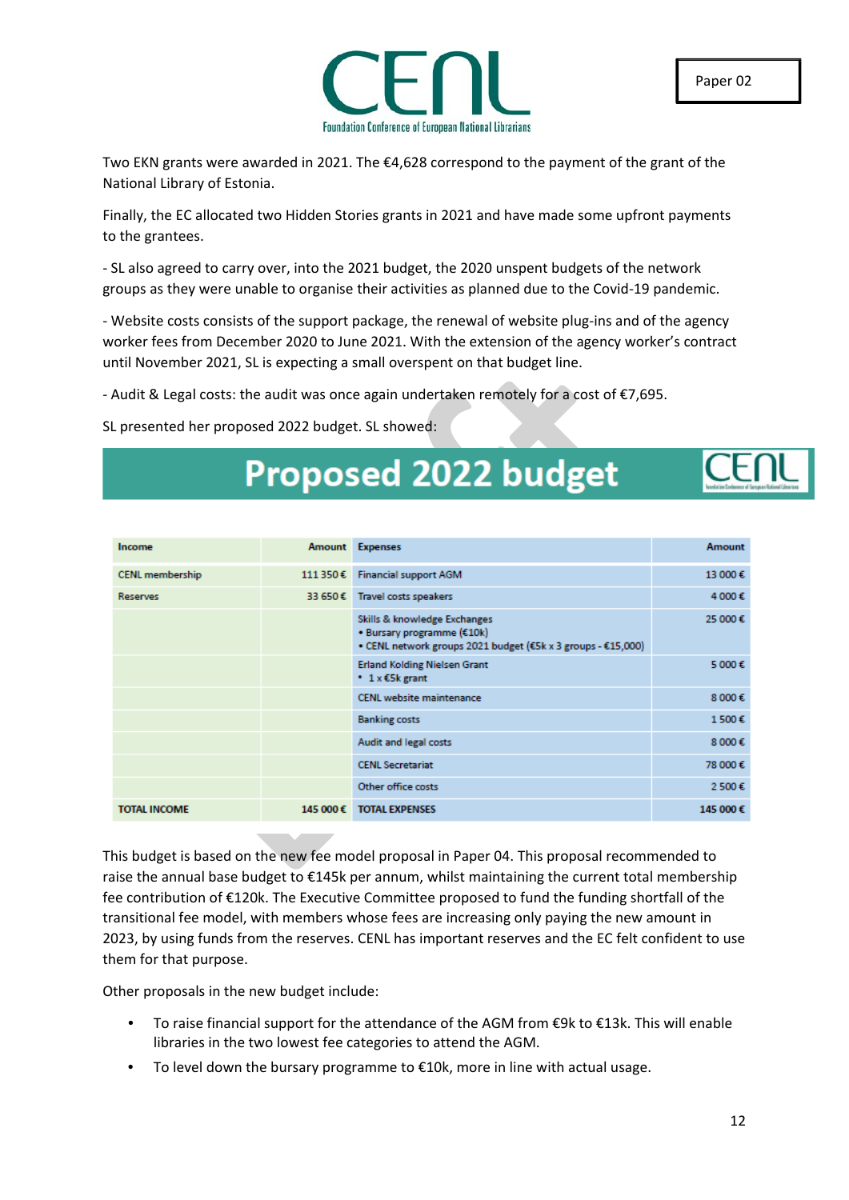Two EKN grants were awarded in 2021. The €4,628 correspond to the payment of the grant of the National Library of Estonia.

Finally, the EC allocated two Hidden Stories grants in 2021 and have made some upfront payments to the grantees.

- SL also agreed to carry over, into the 2021 budget, the 2020 unspent budgets of the network groups as they were unable to organise their activities as planned due to the Covid-19 pandemic.

- Website costs consists of the support package, the renewal of website plug-ins and of the agency worker fees from December 2020 to June 2021. With the extension of the agency worker's contract until November 2021, SL is expecting a small overspent on that budget line.

- Audit & Legal costs: the audit was once again undertaken remotely for a cost of €7,695.

SL presented her proposed 2022 budget. SL showed:

## Proposed 2022 budget

| Income | Amount | Expenses | Amount |
|---|---|---|---|
| CENL membership | 111 350 € | Financial support AGM | 13 000 € |
| Reserves | 33 650 € | Travel costs speakers | 4 000 € |
| | | Skills & knowledge Exchanges<br>• Bursary programme (€10k)<br>• CENL network groups 2021 budget (€5k x 3 groups - €15,000) | 25 000 € |
| | | Erland Kolding Nielsen Grant<br>• 1 x €5k grant | 5 000 € |
| | | CENL website maintenance | 8 000 € |
| | | Banking costs | 1 500 € |
| | | Audit and legal costs | 8 000 € |
| | | CENL Secretariat | 78 000 € |
| | | Other office costs | 2 500 € |
| **TOTAL INCOME** | **145 000 €** | **TOTAL EXPENSES** | **145 000 €** |

This budget is based on the new fee model proposal in Paper 04. This proposal recommended to raise the annual base budget to €145k per annum, whilst maintaining the current total membership fee contribution of €120k. The Executive Committee proposed to fund the funding shortfall of the transitional fee model, with members whose fees are increasing only paying the new amount in 2023, by using funds from the reserves. CENL has important reserves and the EC felt confident to use them for that purpose.

Other proposals in the new budget include:

- To raise financial support for the attendance of the AGM from €9k to €13k. This will enable libraries in the two lowest fee categories to attend the AGM.
- To level down the bursary programme to €10k, more in line with actual usage.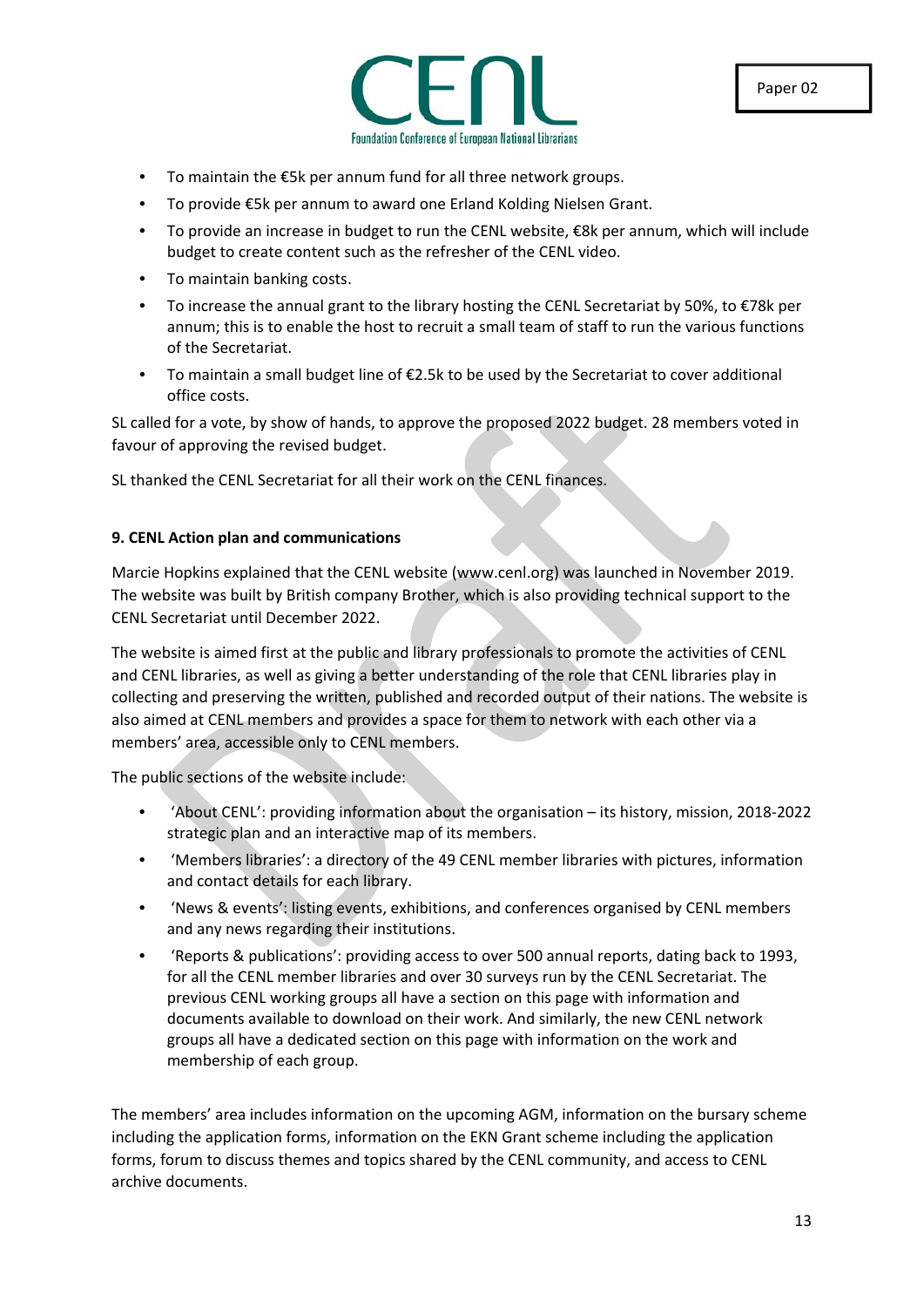- To maintain the €5k per annum fund for all three network groups.
- To provide €5k per annum to award one Erland Kolding Nielsen Grant.
- To provide an increase in budget to run the CENL website, €8k per annum, which will include budget to create content such as the refresher of the CENL video.
- To maintain banking costs.
- To increase the annual grant to the library hosting the CENL Secretariat by 50%, to €78k per annum; this is to enable the host to recruit a small team of staff to run the various functions of the Secretariat.
- To maintain a small budget line of €2.5k to be used by the Secretariat to cover additional office costs.

SL called for a vote, by show of hands, to approve the proposed 2022 budget. 28 members voted in favour of approving the revised budget.

SL thanked the CENL Secretariat for all their work on the CENL finances.

**9. CENL Action plan and communications**

Marcie Hopkins explained that the CENL website (www.cenl.org) was launched in November 2019. The website was built by British company Brother, which is also providing technical support to the CENL Secretariat until December 2022.

The website is aimed first at the public and library professionals to promote the activities of CENL and CENL libraries, as well as giving a better understanding of the role that CENL libraries play in collecting and preserving the written, published and recorded output of their nations. The website is also aimed at CENL members and provides a space for them to network with each other via a members' area, accessible only to CENL members.

The public sections of the website include:

- 'About CENL': providing information about the organisation – its history, mission, 2018-2022 strategic plan and an interactive map of its members.
- 'Members libraries': a directory of the 49 CENL member libraries with pictures, information and contact details for each library.
- 'News & events': listing events, exhibitions, and conferences organised by CENL members and any news regarding their institutions.
- 'Reports & publications': providing access to over 500 annual reports, dating back to 1993, for all the CENL member libraries and over 30 surveys run by the CENL Secretariat. The previous CENL working groups all have a section on this page with information and documents available to download on their work. And similarly, the new CENL network groups all have a dedicated section on this page with information on the work and membership of each group.

The members' area includes information on the upcoming AGM, information on the bursary scheme including the application forms, information on the EKN Grant scheme including the application forms, forum to discuss themes and topics shared by the CENL community, and access to CENL archive documents.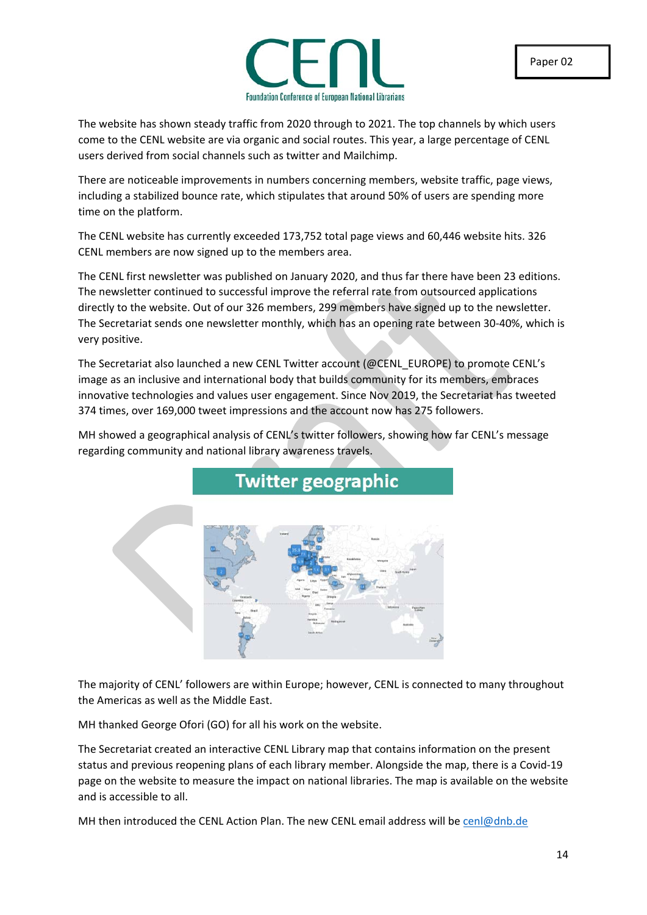The website has shown steady traffic from 2020 through to 2021. The top channels by which users come to the CENL website are via organic and social routes. This year, a large percentage of CENL users derived from social channels such as twitter and Mailchimp.

There are noticeable improvements in numbers concerning members, website traffic, page views, including a stabilized bounce rate, which stipulates that around 50% of users are spending more time on the platform.

The CENL website has currently exceeded 173,752 total page views and 60,446 website hits. 326 CENL members are now signed up to the members area.

The CENL first newsletter was published on January 2020, and thus far there have been 23 editions. The newsletter continued to successful improve the referral rate from outsourced applications directly to the website. Out of our 326 members, 299 members have signed up to the newsletter. The Secretariat sends one newsletter monthly, which has an opening rate between 30-40%, which is very positive.

The Secretariat also launched a new CENL Twitter account (@CENL_EUROPE) to promote CENL's image as an inclusive and international body that builds community for its members, embraces innovative technologies and values user engagement. Since Nov 2019, the Secretariat has tweeted 374 times, over 169,000 tweet impressions and the account now has 275 followers.

MH showed a geographical analysis of CENL's twitter followers, showing how far CENL's message regarding community and national library awareness travels.

**Twitter geographic**

The majority of CENL' followers are within Europe; however, CENL is connected to many throughout the Americas as well as the Middle East.

MH thanked George Ofori (GO) for all his work on the website.

The Secretariat created an interactive CENL Library map that contains information on the present status and previous reopening plans of each library member. Alongside the map, there is a Covid-19 page on the website to measure the impact on national libraries. The map is available on the website and is accessible to all.

MH then introduced the CENL Action Plan. The new CENL email address will be cenl@dnb.de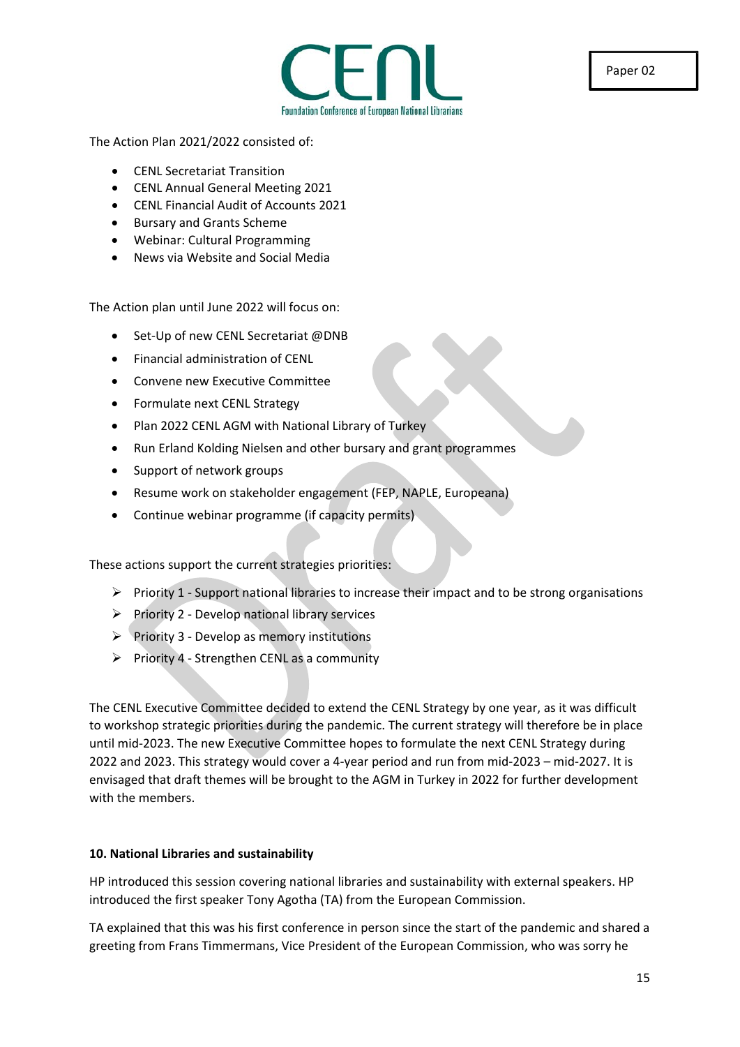The Action Plan 2021/2022 consisted of:

- CENL Secretariat Transition
- CENL Annual General Meeting 2021
- CENL Financial Audit of Accounts 2021
- Bursary and Grants Scheme
- Webinar: Cultural Programming
- News via Website and Social Media

The Action plan until June 2022 will focus on:

- Set-Up of new CENL Secretariat @DNB
- Financial administration of CENL
- Convene new Executive Committee
- Formulate next CENL Strategy
- Plan 2022 CENL AGM with National Library of Turkey
- Run Erland Kolding Nielsen and other bursary and grant programmes
- Support of network groups
- Resume work on stakeholder engagement (FEP, NAPLE, Europeana)
- Continue webinar programme (if capacity permits)

These actions support the current strategies priorities:

- Priority 1 - Support national libraries to increase their impact and to be strong organisations
- Priority 2 - Develop national library services
- Priority 3 - Develop as memory institutions
- Priority 4 - Strengthen CENL as a community

The CENL Executive Committee decided to extend the CENL Strategy by one year, as it was difficult to workshop strategic priorities during the pandemic. The current strategy will therefore be in place until mid-2023. The new Executive Committee hopes to formulate the next CENL Strategy during 2022 and 2023. This strategy would cover a 4-year period and run from mid-2023 – mid-2027. It is envisaged that draft themes will be brought to the AGM in Turkey in 2022 for further development with the members.

**10. National Libraries and sustainability**

HP introduced this session covering national libraries and sustainability with external speakers. HP introduced the first speaker Tony Agotha (TA) from the European Commission.

TA explained that this was his first conference in person since the start of the pandemic and shared a greeting from Frans Timmermans, Vice President of the European Commission, who was sorry he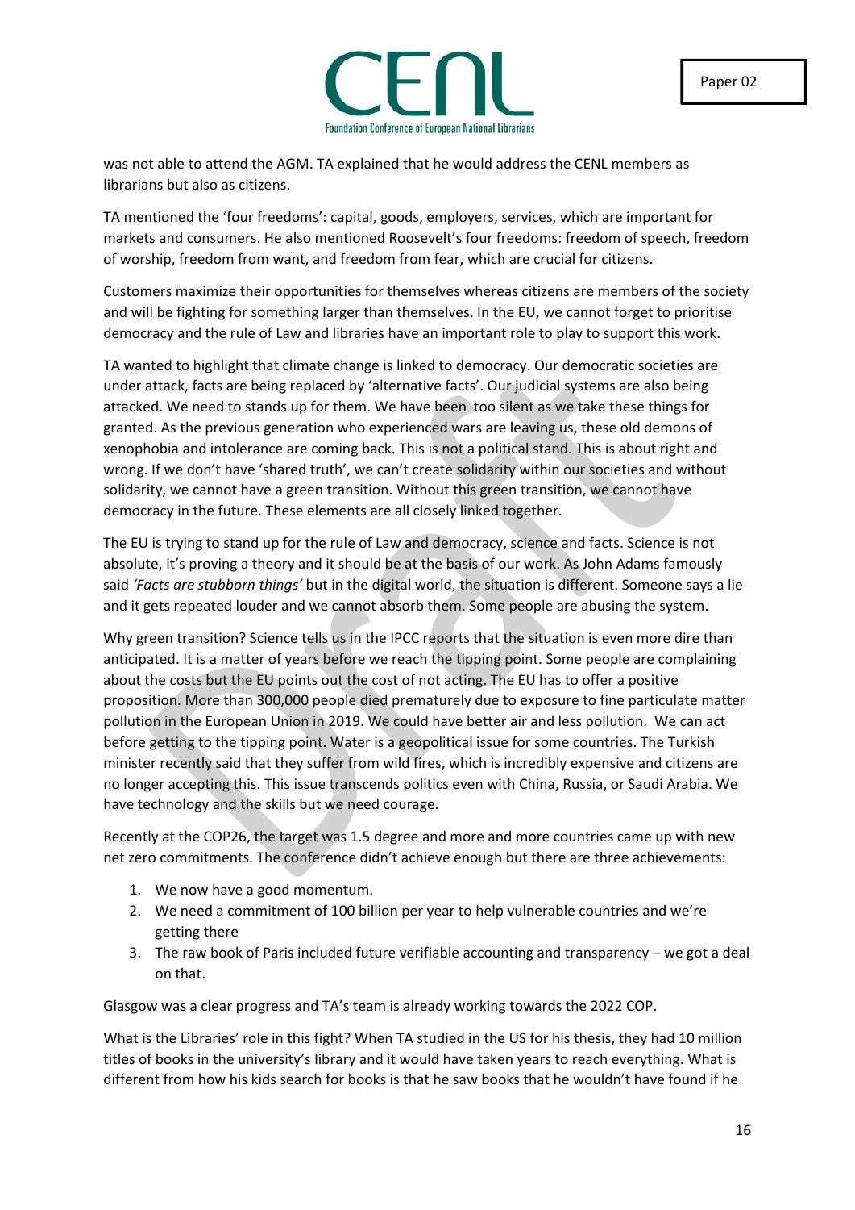was not able to attend the AGM. TA explained that he would address the CENL members as librarians but also as citizens.

TA mentioned the 'four freedoms': capital, goods, employers, services, which are important for markets and consumers. He also mentioned Roosevelt's four freedoms: freedom of speech, freedom of worship, freedom from want, and freedom from fear, which are crucial for citizens.

Customers maximize their opportunities for themselves whereas citizens are members of the society and will be fighting for something larger than themselves. In the EU, we cannot forget to prioritise democracy and the rule of Law and libraries have an important role to play to support this work.

TA wanted to highlight that climate change is linked to democracy. Our democratic societies are under attack, facts are being replaced by 'alternative facts'. Our judicial systems are also being attacked. We need to stands up for them. We have been too silent as we take these things for granted. As the previous generation who experienced wars are leaving us, these old demons of xenophobia and intolerance are coming back. This is not a political stand. This is about right and wrong. If we don't have 'shared truth', we can't create solidarity within our societies and without solidarity, we cannot have a green transition. Without this green transition, we cannot have democracy in the future. These elements are all closely linked together.

The EU is trying to stand up for the rule of Law and democracy, science and facts. Science is not absolute, it's proving a theory and it should be at the basis of our work. As John Adams famously said *'Facts are stubborn things'* but in the digital world, the situation is different. Someone says a lie and it gets repeated louder and we cannot absorb them. Some people are abusing the system.

Why green transition? Science tells us in the IPCC reports that the situation is even more dire than anticipated. It is a matter of years before we reach the tipping point. Some people are complaining about the costs but the EU points out the cost of not acting. The EU has to offer a positive proposition. More than 300,000 people died prematurely due to exposure to fine particulate matter pollution in the European Union in 2019. We could have better air and less pollution. We can act before getting to the tipping point. Water is a geopolitical issue for some countries. The Turkish minister recently said that they suffer from wild fires, which is incredibly expensive and citizens are no longer accepting this. This issue transcends politics even with China, Russia, or Saudi Arabia. We have technology and the skills but we need courage.

Recently at the COP26, the target was 1.5 degree and more and more countries came up with new net zero commitments. The conference didn't achieve enough but there are three achievements:

1. We now have a good momentum.
2. We need a commitment of 100 billion per year to help vulnerable countries and we're getting there
3. The raw book of Paris included future verifiable accounting and transparency – we got a deal on that.

Glasgow was a clear progress and TA's team is already working towards the 2022 COP.

What is the Libraries' role in this fight? When TA studied in the US for his thesis, they had 10 million titles of books in the university's library and it would have taken years to reach everything. What is different from how his kids search for books is that he saw books that he wouldn't have found if he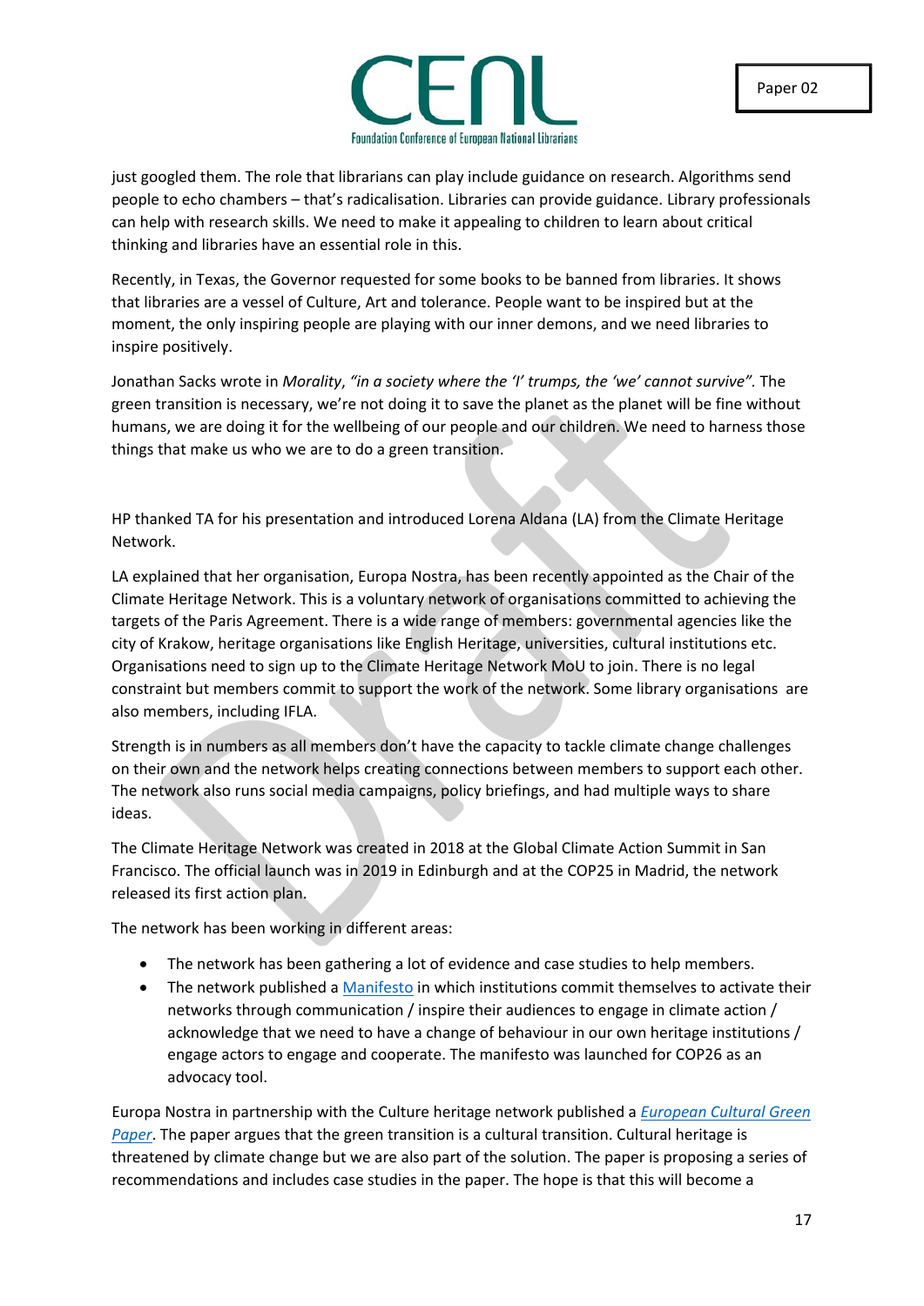just googled them. The role that librarians can play include guidance on research. Algorithms send people to echo chambers – that's radicalisation. Libraries can provide guidance. Library professionals can help with research skills. We need to make it appealing to children to learn about critical thinking and libraries have an essential role in this.

Recently, in Texas, the Governor requested for some books to be banned from libraries. It shows that libraries are a vessel of Culture, Art and tolerance. People want to be inspired but at the moment, the only inspiring people are playing with our inner demons, and we need libraries to inspire positively.

Jonathan Sacks wrote in *Morality*, *"in a society where the 'I' trumps, the 'we' cannot survive"*. The green transition is necessary, we're not doing it to save the planet as the planet will be fine without humans, we are doing it for the wellbeing of our people and our children. We need to harness those things that make us who we are to do a green transition.

HP thanked TA for his presentation and introduced Lorena Aldana (LA) from the Climate Heritage Network.

LA explained that her organisation, Europa Nostra, has been recently appointed as the Chair of the Climate Heritage Network. This is a voluntary network of organisations committed to achieving the targets of the Paris Agreement. There is a wide range of members: governmental agencies like the city of Krakow, heritage organisations like English Heritage, universities, cultural institutions etc. Organisations need to sign up to the Climate Heritage Network MoU to join. There is no legal constraint but members commit to support the work of the network. Some library organisations are also members, including IFLA.

Strength is in numbers as all members don't have the capacity to tackle climate change challenges on their own and the network helps creating connections between members to support each other. The network also runs social media campaigns, policy briefings, and had multiple ways to share ideas.

The Climate Heritage Network was created in 2018 at the Global Climate Action Summit in San Francisco. The official launch was in 2019 in Edinburgh and at the COP25 in Madrid, the network released its first action plan.

The network has been working in different areas:

- The network has been gathering a lot of evidence and case studies to help members.
- The network published a Manifesto in which institutions commit themselves to activate their networks through communication / inspire their audiences to engage in climate action / acknowledge that we need to have a change of behaviour in our own heritage institutions / engage actors to engage and cooperate. The manifesto was launched for COP26 as an advocacy tool.

Europa Nostra in partnership with the Culture heritage network published a *European Cultural Green Paper*. The paper argues that the green transition is a cultural transition. Cultural heritage is threatened by climate change but we are also part of the solution. The paper is proposing a series of recommendations and includes case studies in the paper. The hope is that this will become a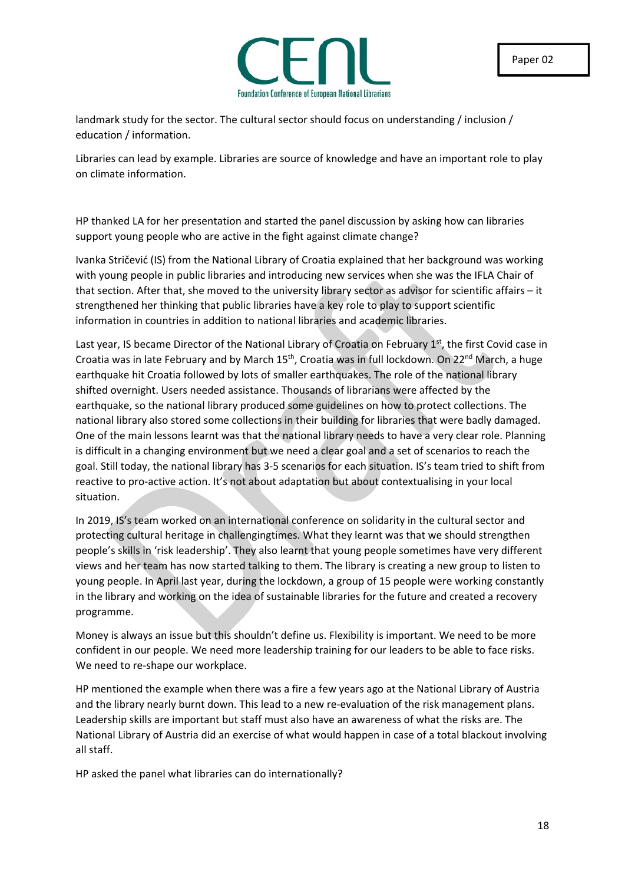landmark study for the sector. The cultural sector should focus on understanding / inclusion / education / information.

Libraries can lead by example. Libraries are source of knowledge and have an important role to play on climate information.

HP thanked LA for her presentation and started the panel discussion by asking how can libraries support young people who are active in the fight against climate change?

Ivanka Stričević (IS) from the National Library of Croatia explained that her background was working with young people in public libraries and introducing new services when she was the IFLA Chair of that section. After that, she moved to the university library sector as advisor for scientific affairs – it strengthened her thinking that public libraries have a key role to play to support scientific information in countries in addition to national libraries and academic libraries.

Last year, IS became Director of the National Library of Croatia on February 1st, the first Covid case in Croatia was in late February and by March 15th, Croatia was in full lockdown. On 22nd March, a huge earthquake hit Croatia followed by lots of smaller earthquakes. The role of the national library shifted overnight. Users needed assistance. Thousands of librarians were affected by the earthquake, so the national library produced some guidelines on how to protect collections. The national library also stored some collections in their building for libraries that were badly damaged. One of the main lessons learnt was that the national library needs to have a very clear role. Planning is difficult in a changing environment but we need a clear goal and a set of scenarios to reach the goal. Still today, the national library has 3-5 scenarios for each situation. IS's team tried to shift from reactive to pro-active action. It's not about adaptation but about contextualising in your local situation.

In 2019, IS's team worked on an international conference on solidarity in the cultural sector and protecting cultural heritage in challengingtimes. What they learnt was that we should strengthen people's skills in 'risk leadership'. They also learnt that young people sometimes have very different views and her team has now started talking to them. The library is creating a new group to listen to young people. In April last year, during the lockdown, a group of 15 people were working constantly in the library and working on the idea of sustainable libraries for the future and created a recovery programme.

Money is always an issue but this shouldn't define us. Flexibility is important. We need to be more confident in our people. We need more leadership training for our leaders to be able to face risks. We need to re-shape our workplace.

HP mentioned the example when there was a fire a few years ago at the National Library of Austria and the library nearly burnt down. This lead to a new re-evaluation of the risk management plans. Leadership skills are important but staff must also have an awareness of what the risks are. The National Library of Austria did an exercise of what would happen in case of a total blackout involving all staff.

HP asked the panel what libraries can do internationally?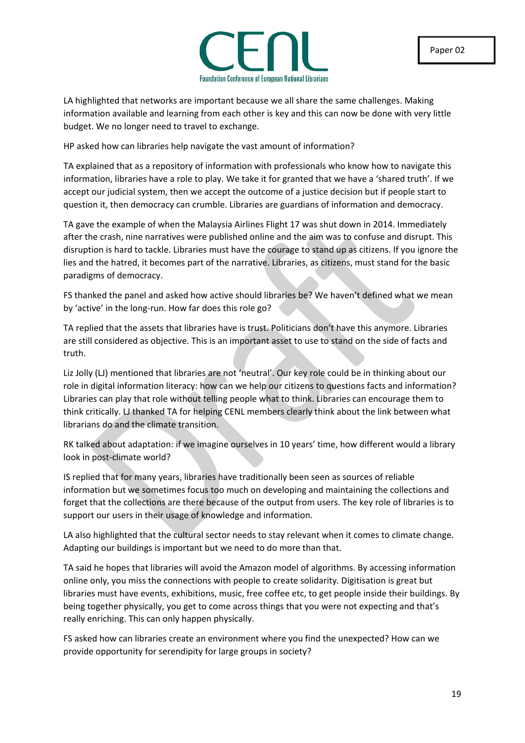LA highlighted that networks are important because we all share the same challenges. Making information available and learning from each other is key and this can now be done with very little budget. We no longer need to travel to exchange.

HP asked how can libraries help navigate the vast amount of information?

TA explained that as a repository of information with professionals who know how to navigate this information, libraries have a role to play. We take it for granted that we have a 'shared truth'. If we accept our judicial system, then we accept the outcome of a justice decision but if people start to question it, then democracy can crumble. Libraries are guardians of information and democracy.

TA gave the example of when the Malaysia Airlines Flight 17 was shut down in 2014. Immediately after the crash, nine narratives were published online and the aim was to confuse and disrupt. This disruption is hard to tackle. Libraries must have the courage to stand up as citizens. If you ignore the lies and the hatred, it becomes part of the narrative. Libraries, as citizens, must stand for the basic paradigms of democracy.

FS thanked the panel and asked how active should libraries be? We haven't defined what we mean by 'active' in the long-run. How far does this role go?

TA replied that the assets that libraries have is trust. Politicians don't have this anymore. Libraries are still considered as objective. This is an important asset to use to stand on the side of facts and truth.

Liz Jolly (LJ) mentioned that libraries are not 'neutral'. Our key role could be in thinking about our role in digital information literacy: how can we help our citizens to questions facts and information? Libraries can play that role without telling people what to think. Libraries can encourage them to think critically. LJ thanked TA for helping CENL members clearly think about the link between what librarians do and the climate transition.

RK talked about adaptation: if we imagine ourselves in 10 years' time, how different would a library look in post-climate world?

IS replied that for many years, libraries have traditionally been seen as sources of reliable information but we sometimes focus too much on developing and maintaining the collections and forget that the collections are there because of the output from users. The key role of libraries is to support our users in their usage of knowledge and information.

LA also highlighted that the cultural sector needs to stay relevant when it comes to climate change. Adapting our buildings is important but we need to do more than that.

TA said he hopes that libraries will avoid the Amazon model of algorithms. By accessing information online only, you miss the connections with people to create solidarity. Digitisation is great but libraries must have events, exhibitions, music, free coffee etc, to get people inside their buildings. By being together physically, you get to come across things that you were not expecting and that's really enriching. This can only happen physically.

FS asked how can libraries create an environment where you find the unexpected? How can we provide opportunity for serendipity for large groups in society?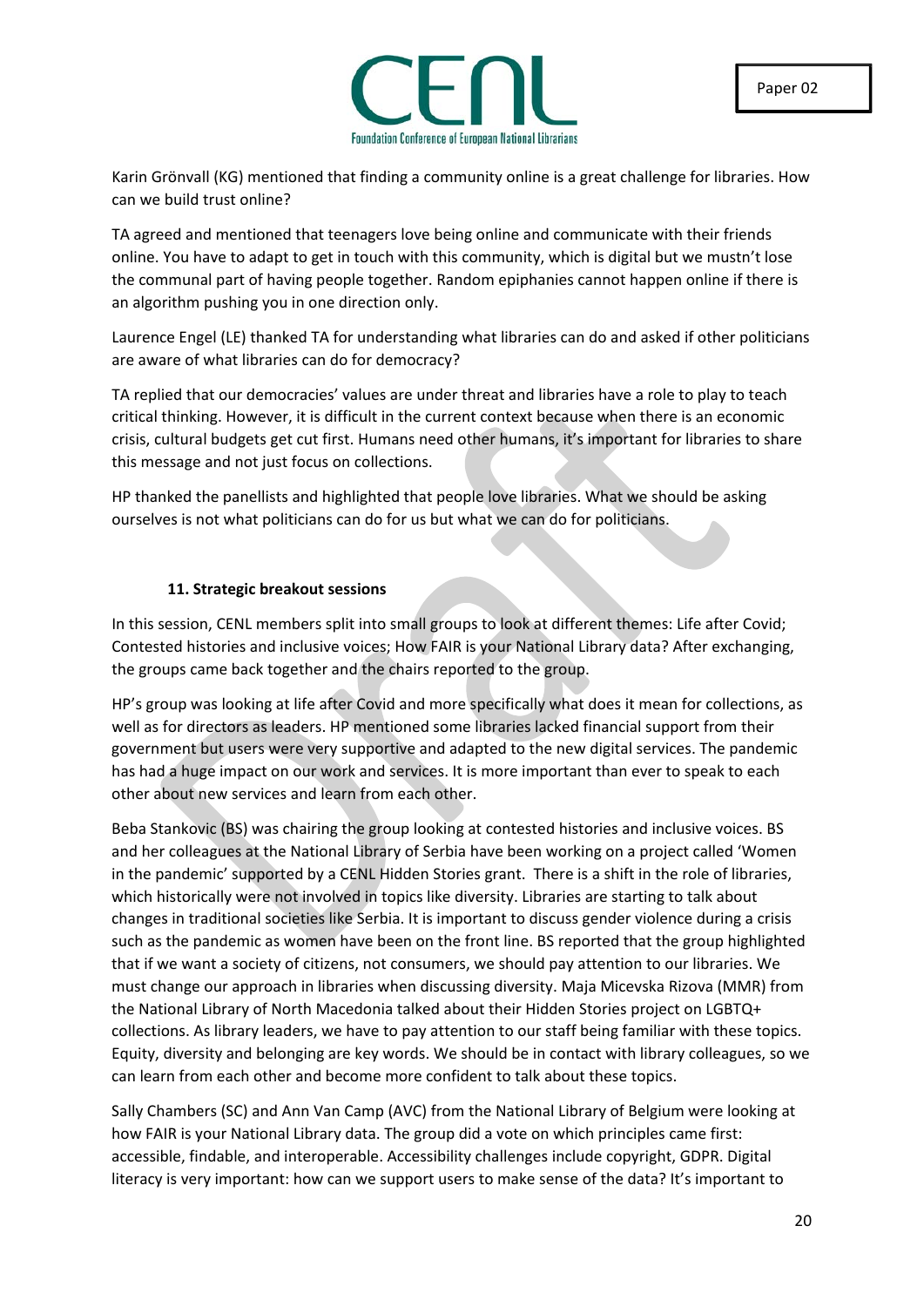Karin Grönvall (KG) mentioned that finding a community online is a great challenge for libraries. How can we build trust online?

TA agreed and mentioned that teenagers love being online and communicate with their friends online. You have to adapt to get in touch with this community, which is digital but we mustn't lose the communal part of having people together. Random epiphanies cannot happen online if there is an algorithm pushing you in one direction only.

Laurence Engel (LE) thanked TA for understanding what libraries can do and asked if other politicians are aware of what libraries can do for democracy?

TA replied that our democracies' values are under threat and libraries have a role to play to teach critical thinking. However, it is difficult in the current context because when there is an economic crisis, cultural budgets get cut first. Humans need other humans, it's important for libraries to share this message and not just focus on collections.

HP thanked the panellists and highlighted that people love libraries. What we should be asking ourselves is not what politicians can do for us but what we can do for politicians.

### 11. Strategic breakout sessions

In this session, CENL members split into small groups to look at different themes: Life after Covid; Contested histories and inclusive voices; How FAIR is your National Library data? After exchanging, the groups came back together and the chairs reported to the group.

HP's group was looking at life after Covid and more specifically what does it mean for collections, as well as for directors as leaders. HP mentioned some libraries lacked financial support from their government but users were very supportive and adapted to the new digital services. The pandemic has had a huge impact on our work and services. It is more important than ever to speak to each other about new services and learn from each other.

Beba Stankovic (BS) was chairing the group looking at contested histories and inclusive voices. BS and her colleagues at the National Library of Serbia have been working on a project called 'Women in the pandemic' supported by a CENL Hidden Stories grant. There is a shift in the role of libraries, which historically were not involved in topics like diversity. Libraries are starting to talk about changes in traditional societies like Serbia. It is important to discuss gender violence during a crisis such as the pandemic as women have been on the front line. BS reported that the group highlighted that if we want a society of citizens, not consumers, we should pay attention to our libraries. We must change our approach in libraries when discussing diversity. Maja Micevska Rizova (MMR) from the National Library of North Macedonia talked about their Hidden Stories project on LGBTQ+ collections. As library leaders, we have to pay attention to our staff being familiar with these topics. Equity, diversity and belonging are key words. We should be in contact with library colleagues, so we can learn from each other and become more confident to talk about these topics.

Sally Chambers (SC) and Ann Van Camp (AVC) from the National Library of Belgium were looking at how FAIR is your National Library data. The group did a vote on which principles came first: accessible, findable, and interoperable. Accessibility challenges include copyright, GDPR. Digital literacy is very important: how can we support users to make sense of the data? It's important to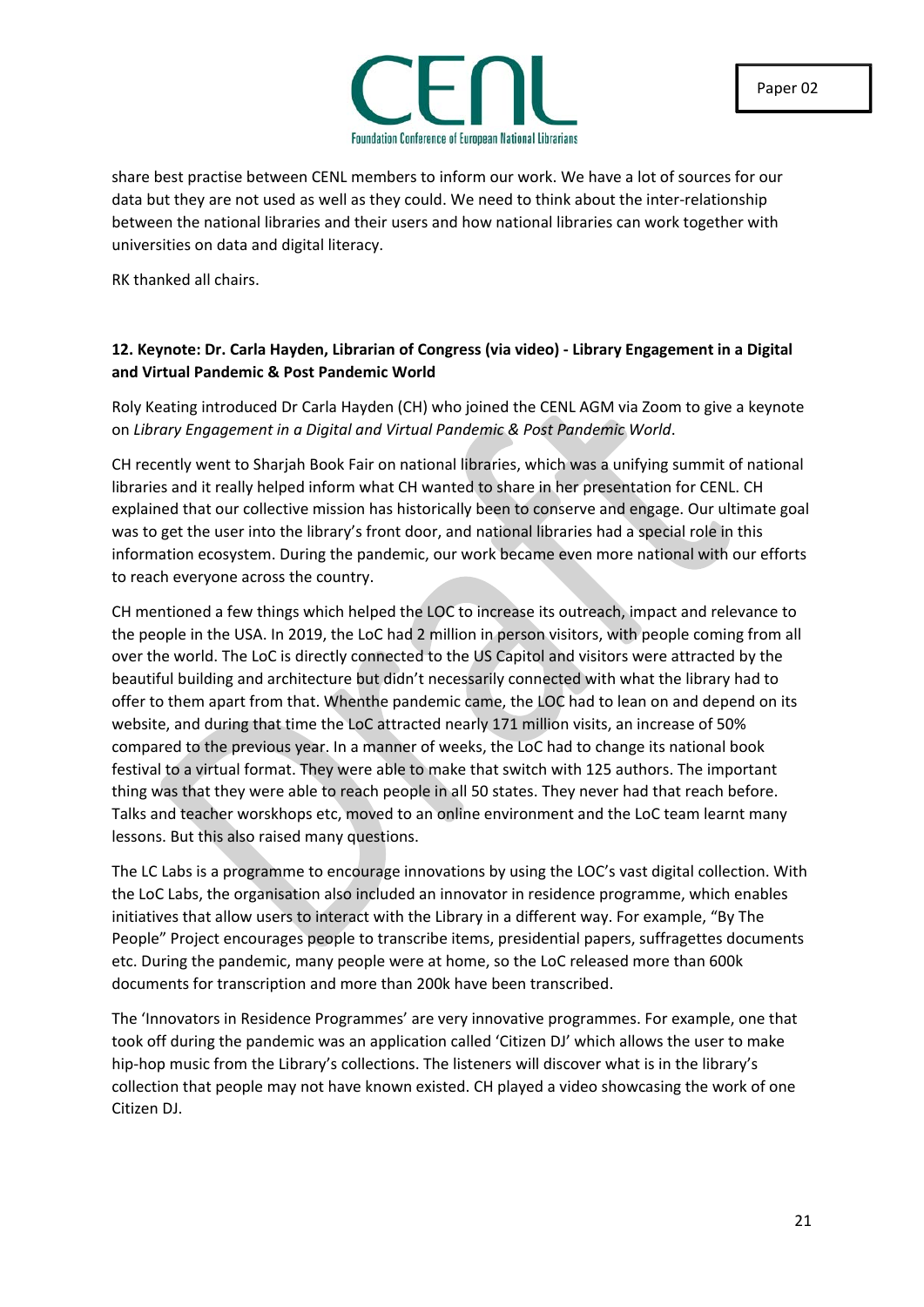share best practise between CENL members to inform our work. We have a lot of sources for our data but they are not used as well as they could. We need to think about the inter-relationship between the national libraries and their users and how national libraries can work together with universities on data and digital literacy.

RK thanked all chairs.

**12. Keynote: Dr. Carla Hayden, Librarian of Congress (via video) - Library Engagement in a Digital and Virtual Pandemic & Post Pandemic World**

Roly Keating introduced Dr Carla Hayden (CH) who joined the CENL AGM via Zoom to give a keynote on *Library Engagement in a Digital and Virtual Pandemic & Post Pandemic World*.

CH recently went to Sharjah Book Fair on national libraries, which was a unifying summit of national libraries and it really helped inform what CH wanted to share in her presentation for CENL. CH explained that our collective mission has historically been to conserve and engage. Our ultimate goal was to get the user into the library's front door, and national libraries had a special role in this information ecosystem. During the pandemic, our work became even more national with our efforts to reach everyone across the country.

CH mentioned a few things which helped the LOC to increase its outreach, impact and relevance to the people in the USA. In 2019, the LoC had 2 million in person visitors, with people coming from all over the world. The LoC is directly connected to the US Capitol and visitors were attracted by the beautiful building and architecture but didn't necessarily connected with what the library had to offer to them apart from that. Whenthe pandemic came, the LOC had to lean on and depend on its website, and during that time the LoC attracted nearly 171 million visits, an increase of 50% compared to the previous year. In a manner of weeks, the LoC had to change its national book festival to a virtual format. They were able to make that switch with 125 authors. The important thing was that they were able to reach people in all 50 states. They never had that reach before. Talks and teacher worskhops etc, moved to an online environment and the LoC team learnt many lessons. But this also raised many questions.

The LC Labs is a programme to encourage innovations by using the LOC's vast digital collection. With the LoC Labs, the organisation also included an innovator in residence programme, which enables initiatives that allow users to interact with the Library in a different way. For example, "By The People" Project encourages people to transcribe items, presidential papers, suffragettes documents etc. During the pandemic, many people were at home, so the LoC released more than 600k documents for transcription and more than 200k have been transcribed.

The 'Innovators in Residence Programmes' are very innovative programmes. For example, one that took off during the pandemic was an application called 'Citizen DJ' which allows the user to make hip-hop music from the Library's collections. The listeners will discover what is in the library's collection that people may not have known existed. CH played a video showcasing the work of one Citizen DJ.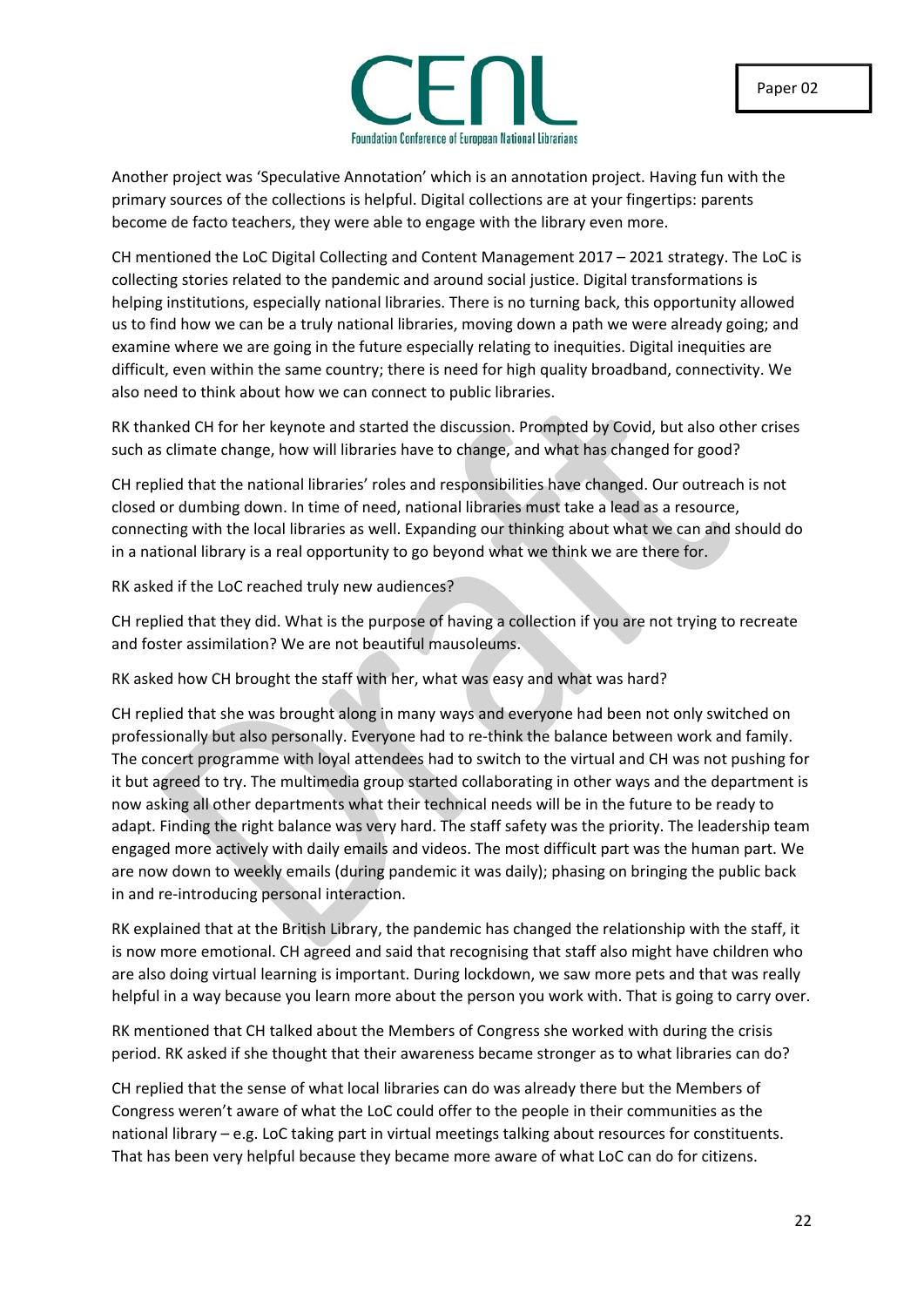Another project was 'Speculative Annotation' which is an annotation project. Having fun with the primary sources of the collections is helpful. Digital collections are at your fingertips: parents become de facto teachers, they were able to engage with the library even more.

CH mentioned the LoC Digital Collecting and Content Management 2017 – 2021 strategy. The LoC is collecting stories related to the pandemic and around social justice. Digital transformations is helping institutions, especially national libraries. There is no turning back, this opportunity allowed us to find how we can be a truly national libraries, moving down a path we were already going; and examine where we are going in the future especially relating to inequities. Digital inequities are difficult, even within the same country; there is need for high quality broadband, connectivity. We also need to think about how we can connect to public libraries.

RK thanked CH for her keynote and started the discussion. Prompted by Covid, but also other crises such as climate change, how will libraries have to change, and what has changed for good?

CH replied that the national libraries' roles and responsibilities have changed. Our outreach is not closed or dumbing down. In time of need, national libraries must take a lead as a resource, connecting with the local libraries as well. Expanding our thinking about what we can and should do in a national library is a real opportunity to go beyond what we think we are there for.

RK asked if the LoC reached truly new audiences?

CH replied that they did. What is the purpose of having a collection if you are not trying to recreate and foster assimilation? We are not beautiful mausoleums.

RK asked how CH brought the staff with her, what was easy and what was hard?

CH replied that she was brought along in many ways and everyone had been not only switched on professionally but also personally. Everyone had to re-think the balance between work and family. The concert programme with loyal attendees had to switch to the virtual and CH was not pushing for it but agreed to try. The multimedia group started collaborating in other ways and the department is now asking all other departments what their technical needs will be in the future to be ready to adapt. Finding the right balance was very hard. The staff safety was the priority. The leadership team engaged more actively with daily emails and videos. The most difficult part was the human part. We are now down to weekly emails (during pandemic it was daily); phasing on bringing the public back in and re-introducing personal interaction.

RK explained that at the British Library, the pandemic has changed the relationship with the staff, it is now more emotional. CH agreed and said that recognising that staff also might have children who are also doing virtual learning is important. During lockdown, we saw more pets and that was really helpful in a way because you learn more about the person you work with. That is going to carry over.

RK mentioned that CH talked about the Members of Congress she worked with during the crisis period. RK asked if she thought that their awareness became stronger as to what libraries can do?

CH replied that the sense of what local libraries can do was already there but the Members of Congress weren't aware of what the LoC could offer to the people in their communities as the national library – e.g. LoC taking part in virtual meetings talking about resources for constituents. That has been very helpful because they became more aware of what LoC can do for citizens.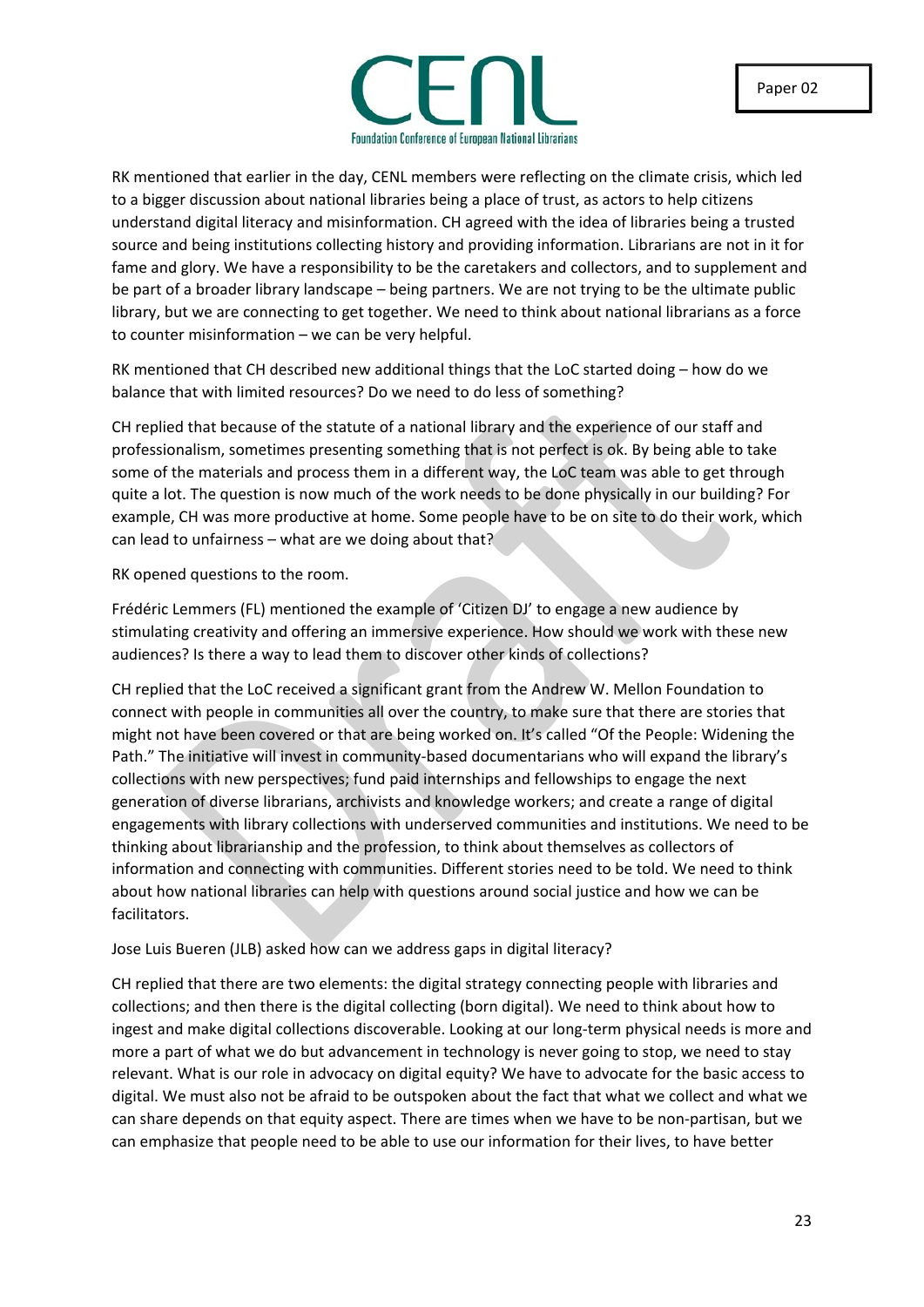RK mentioned that earlier in the day, CENL members were reflecting on the climate crisis, which led to a bigger discussion about national libraries being a place of trust, as actors to help citizens understand digital literacy and misinformation. CH agreed with the idea of libraries being a trusted source and being institutions collecting history and providing information. Librarians are not in it for fame and glory. We have a responsibility to be the caretakers and collectors, and to supplement and be part of a broader library landscape – being partners. We are not trying to be the ultimate public library, but we are connecting to get together. We need to think about national librarians as a force to counter misinformation – we can be very helpful.

RK mentioned that CH described new additional things that the LoC started doing – how do we balance that with limited resources? Do we need to do less of something?

CH replied that because of the statute of a national library and the experience of our staff and professionalism, sometimes presenting something that is not perfect is ok. By being able to take some of the materials and process them in a different way, the LoC team was able to get through quite a lot. The question is now much of the work needs to be done physically in our building? For example, CH was more productive at home. Some people have to be on site to do their work, which can lead to unfairness – what are we doing about that?

RK opened questions to the room.

Frédéric Lemmers (FL) mentioned the example of 'Citizen DJ' to engage a new audience by stimulating creativity and offering an immersive experience. How should we work with these new audiences? Is there a way to lead them to discover other kinds of collections?

CH replied that the LoC received a significant grant from the Andrew W. Mellon Foundation to connect with people in communities all over the country, to make sure that there are stories that might not have been covered or that are being worked on. It's called "Of the People: Widening the Path." The initiative will invest in community-based documentarians who will expand the library's collections with new perspectives; fund paid internships and fellowships to engage the next generation of diverse librarians, archivists and knowledge workers; and create a range of digital engagements with library collections with underserved communities and institutions. We need to be thinking about librarianship and the profession, to think about themselves as collectors of information and connecting with communities. Different stories need to be told. We need to think about how national libraries can help with questions around social justice and how we can be facilitators.

Jose Luis Bueren (JLB) asked how can we address gaps in digital literacy?

CH replied that there are two elements: the digital strategy connecting people with libraries and collections; and then there is the digital collecting (born digital). We need to think about how to ingest and make digital collections discoverable. Looking at our long-term physical needs is more and more a part of what we do but advancement in technology is never going to stop, we need to stay relevant. What is our role in advocacy on digital equity? We have to advocate for the basic access to digital. We must also not be afraid to be outspoken about the fact that what we collect and what we can share depends on that equity aspect. There are times when we have to be non-partisan, but we can emphasize that people need to be able to use our information for their lives, to have better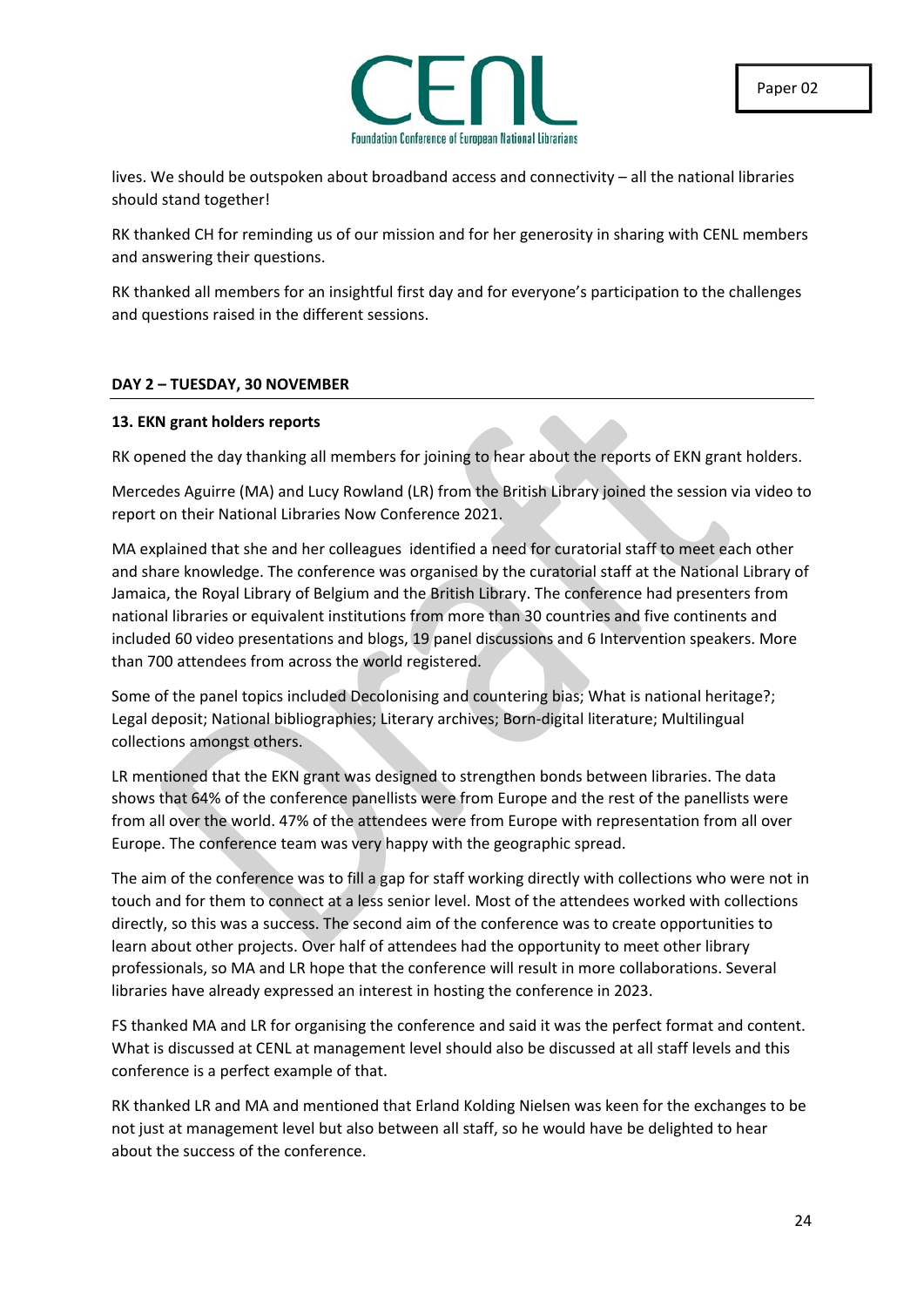lives. We should be outspoken about broadband access and connectivity – all the national libraries should stand together!

RK thanked CH for reminding us of our mission and for her generosity in sharing with CENL members and answering their questions.

RK thanked all members for an insightful first day and for everyone's participation to the challenges and questions raised in the different sessions.

## DAY 2 – TUESDAY, 30 NOVEMBER

### 13. EKN grant holders reports

RK opened the day thanking all members for joining to hear about the reports of EKN grant holders.

Mercedes Aguirre (MA) and Lucy Rowland (LR) from the British Library joined the session via video to report on their National Libraries Now Conference 2021.

MA explained that she and her colleagues identified a need for curatorial staff to meet each other and share knowledge. The conference was organised by the curatorial staff at the National Library of Jamaica, the Royal Library of Belgium and the British Library. The conference had presenters from national libraries or equivalent institutions from more than 30 countries and five continents and included 60 video presentations and blogs, 19 panel discussions and 6 Intervention speakers. More than 700 attendees from across the world registered.

Some of the panel topics included Decolonising and countering bias; What is national heritage?; Legal deposit; National bibliographies; Literary archives; Born-digital literature; Multilingual collections amongst others.

LR mentioned that the EKN grant was designed to strengthen bonds between libraries. The data shows that 64% of the conference panellists were from Europe and the rest of the panellists were from all over the world. 47% of the attendees were from Europe with representation from all over Europe. The conference team was very happy with the geographic spread.

The aim of the conference was to fill a gap for staff working directly with collections who were not in touch and for them to connect at a less senior level. Most of the attendees worked with collections directly, so this was a success. The second aim of the conference was to create opportunities to learn about other projects. Over half of attendees had the opportunity to meet other library professionals, so MA and LR hope that the conference will result in more collaborations. Several libraries have already expressed an interest in hosting the conference in 2023.

FS thanked MA and LR for organising the conference and said it was the perfect format and content. What is discussed at CENL at management level should also be discussed at all staff levels and this conference is a perfect example of that.

RK thanked LR and MA and mentioned that Erland Kolding Nielsen was keen for the exchanges to be not just at management level but also between all staff, so he would have be delighted to hear about the success of the conference.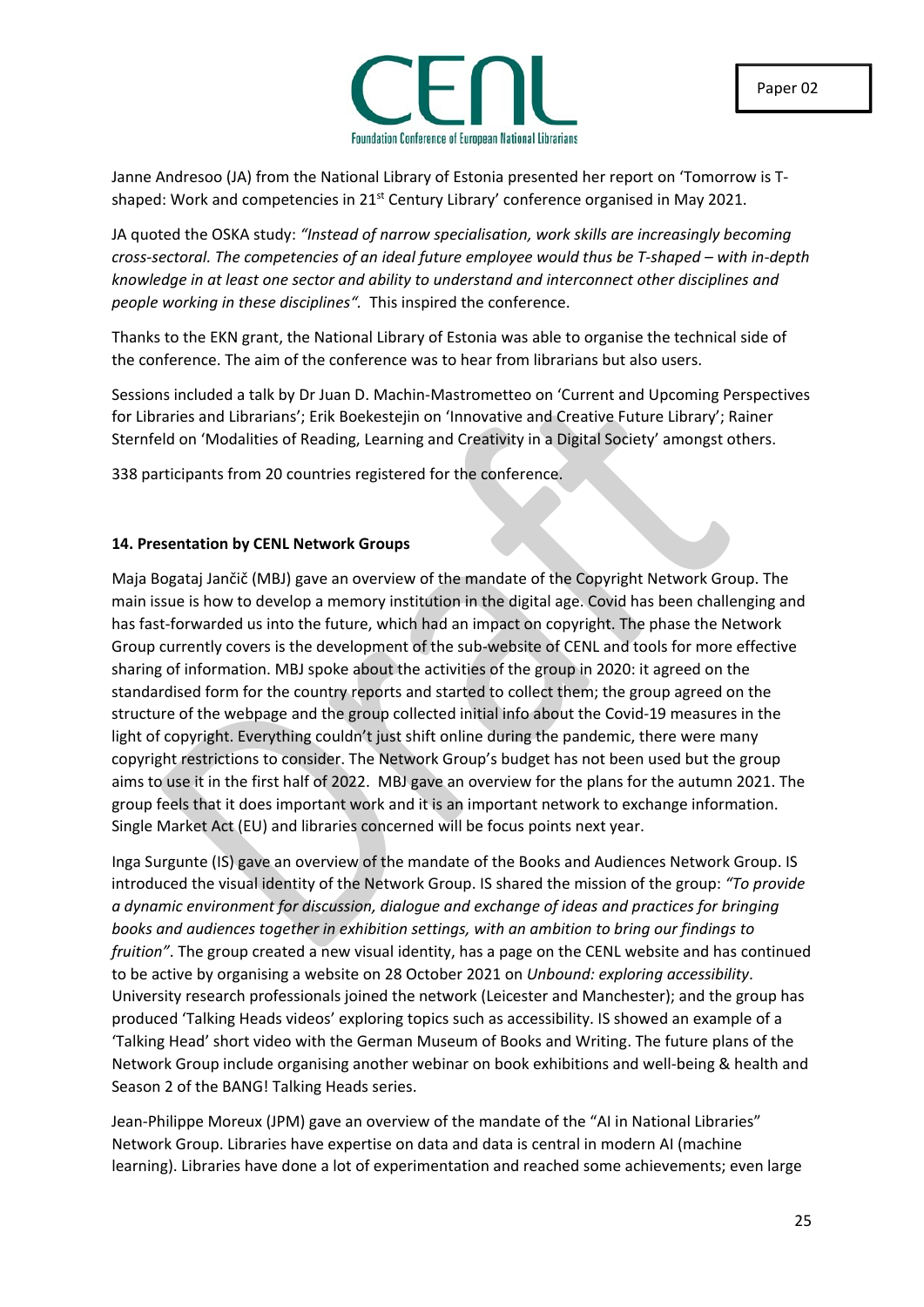Janne Andresoo (JA) from the National Library of Estonia presented her report on 'Tomorrow is T-shaped: Work and competencies in 21st Century Library' conference organised in May 2021.

JA quoted the OSKA study: *"Instead of narrow specialisation, work skills are increasingly becoming cross-sectoral. The competencies of an ideal future employee would thus be T-shaped – with in-depth knowledge in at least one sector and ability to understand and interconnect other disciplines and people working in these disciplines".* This inspired the conference.

Thanks to the EKN grant, the National Library of Estonia was able to organise the technical side of the conference. The aim of the conference was to hear from librarians but also users.

Sessions included a talk by Dr Juan D. Machin-Mastrometteo on 'Current and Upcoming Perspectives for Libraries and Librarians'; Erik Boekestejin on 'Innovative and Creative Future Library'; Rainer Sternfeld on 'Modalities of Reading, Learning and Creativity in a Digital Society' amongst others.

338 participants from 20 countries registered for the conference.

**14. Presentation by CENL Network Groups**

Maja Bogataj Jančič (MBJ) gave an overview of the mandate of the Copyright Network Group. The main issue is how to develop a memory institution in the digital age. Covid has been challenging and has fast-forwarded us into the future, which had an impact on copyright. The phase the Network Group currently covers is the development of the sub-website of CENL and tools for more effective sharing of information. MBJ spoke about the activities of the group in 2020: it agreed on the standardised form for the country reports and started to collect them; the group agreed on the structure of the webpage and the group collected initial info about the Covid-19 measures in the light of copyright. Everything couldn't just shift online during the pandemic, there were many copyright restrictions to consider. The Network Group's budget has not been used but the group aims to use it in the first half of 2022. MBJ gave an overview for the plans for the autumn 2021. The group feels that it does important work and it is an important network to exchange information. Single Market Act (EU) and libraries concerned will be focus points next year.

Inga Surgunte (IS) gave an overview of the mandate of the Books and Audiences Network Group. IS introduced the visual identity of the Network Group. IS shared the mission of the group: *"To provide a dynamic environment for discussion, dialogue and exchange of ideas and practices for bringing books and audiences together in exhibition settings, with an ambition to bring our findings to fruition"*. The group created a new visual identity, has a page on the CENL website and has continued to be active by organising a website on 28 October 2021 on *Unbound: exploring accessibility*. University research professionals joined the network (Leicester and Manchester); and the group has produced 'Talking Heads videos' exploring topics such as accessibility. IS showed an example of a 'Talking Head' short video with the German Museum of Books and Writing. The future plans of the Network Group include organising another webinar on book exhibitions and well-being & health and Season 2 of the BANG! Talking Heads series.

Jean-Philippe Moreux (JPM) gave an overview of the mandate of the "AI in National Libraries" Network Group. Libraries have expertise on data and data is central in modern AI (machine learning). Libraries have done a lot of experimentation and reached some achievements; even large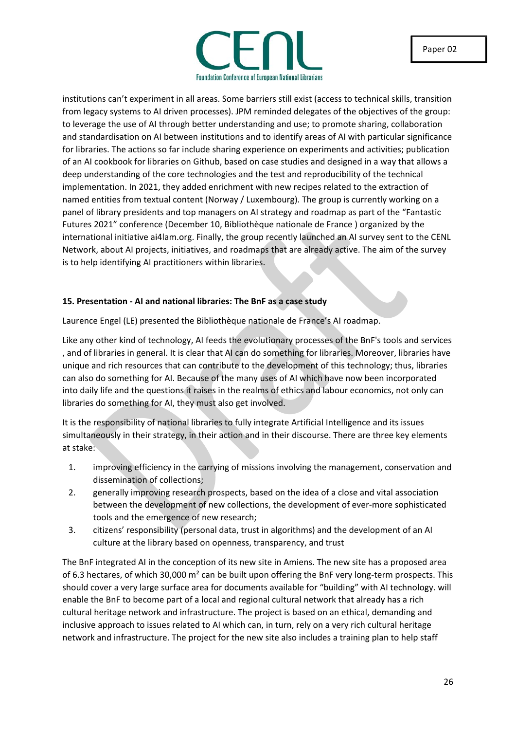institutions can't experiment in all areas. Some barriers still exist (access to technical skills, transition from legacy systems to AI driven processes). JPM reminded delegates of the objectives of the group: to leverage the use of AI through better understanding and use; to promote sharing, collaboration and standardisation on AI between institutions and to identify areas of AI with particular significance for libraries. The actions so far include sharing experience on experiments and activities; publication of an AI cookbook for libraries on Github, based on case studies and designed in a way that allows a deep understanding of the core technologies and the test and reproducibility of the technical implementation. In 2021, they added enrichment with new recipes related to the extraction of named entities from textual content (Norway / Luxembourg). The group is currently working on a panel of library presidents and top managers on AI strategy and roadmap as part of the "Fantastic Futures 2021" conference (December 10, Bibliothèque nationale de France ) organized by the international initiative ai4lam.org. Finally, the group recently launched an AI survey sent to the CENL Network, about AI projects, initiatives, and roadmaps that are already active. The aim of the survey is to help identifying AI practitioners within libraries.

**15. Presentation - AI and national libraries: The BnF as a case study**

Laurence Engel (LE) presented the Bibliothèque nationale de France's AI roadmap.

Like any other kind of technology, AI feeds the evolutionary processes of the BnF's tools and services , and of libraries in general. It is clear that AI can do something for libraries. Moreover, libraries have unique and rich resources that can contribute to the development of this technology; thus, libraries can also do something for AI. Because of the many uses of AI which have now been incorporated into daily life and the questions it raises in the realms of ethics and labour economics, not only can libraries do something for AI, they must also get involved.

It is the responsibility of national libraries to fully integrate Artificial Intelligence and its issues simultaneously in their strategy, in their action and in their discourse. There are three key elements at stake:

1. improving efficiency in the carrying of missions involving the management, conservation and dissemination of collections;
2. generally improving research prospects, based on the idea of a close and vital association between the development of new collections, the development of ever-more sophisticated tools and the emergence of new research;
3. citizens' responsibility (personal data, trust in algorithms) and the development of an AI culture at the library based on openness, transparency, and trust

The BnF integrated AI in the conception of its new site in Amiens. The new site has a proposed area of 6.3 hectares, of which 30,000 m² can be built upon offering the BnF very long-term prospects. This should cover a very large surface area for documents available for "building" with AI technology. will enable the BnF to become part of a local and regional cultural network that already has a rich cultural heritage network and infrastructure. The project is based on an ethical, demanding and inclusive approach to issues related to AI which can, in turn, rely on a very rich cultural heritage network and infrastructure. The project for the new site also includes a training plan to help staff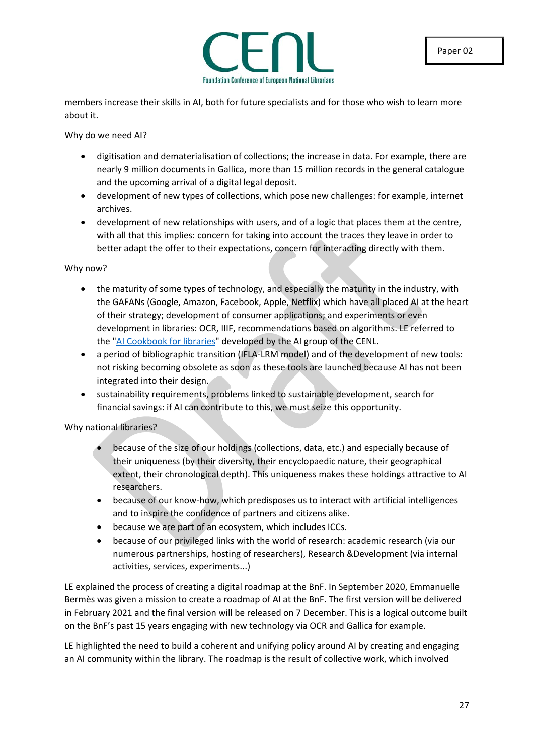members increase their skills in AI, both for future specialists and for those who wish to learn more about it.

Why do we need AI?

- digitisation and dematerialisation of collections; the increase in data. For example, there are nearly 9 million documents in Gallica, more than 15 million records in the general catalogue and the upcoming arrival of a digital legal deposit.
- development of new types of collections, which pose new challenges: for example, internet archives.
- development of new relationships with users, and of a logic that places them at the centre, with all that this implies: concern for taking into account the traces they leave in order to better adapt the offer to their expectations, concern for interacting directly with them.

Why now?

- the maturity of some types of technology, and especially the maturity in the industry, with the GAFANs (Google, Amazon, Facebook, Apple, Netflix) which have all placed AI at the heart of their strategy; development of consumer applications; and experiments or even development in libraries: OCR, IIIF, recommendations based on algorithms. LE referred to the "AI Cookbook for libraries" developed by the AI group of the CENL.
- a period of bibliographic transition (IFLA-LRM model) and of the development of new tools: not risking becoming obsolete as soon as these tools are launched because AI has not been integrated into their design.
- sustainability requirements, problems linked to sustainable development, search for financial savings: if AI can contribute to this, we must seize this opportunity.

Why national libraries?

- because of the size of our holdings (collections, data, etc.) and especially because of their uniqueness (by their diversity, their encyclopaedic nature, their geographical extent, their chronological depth). This uniqueness makes these holdings attractive to AI researchers.
- because of our know-how, which predisposes us to interact with artificial intelligences and to inspire the confidence of partners and citizens alike.
- because we are part of an ecosystem, which includes ICCs.
- because of our privileged links with the world of research: academic research (via our numerous partnerships, hosting of researchers), Research &Development (via internal activities, services, experiments...)

LE explained the process of creating a digital roadmap at the BnF. In September 2020, Emmanuelle Bermès was given a mission to create a roadmap of AI at the BnF. The first version will be delivered in February 2021 and the final version will be released on 7 December. This is a logical outcome built on the BnF's past 15 years engaging with new technology via OCR and Gallica for example.

LE highlighted the need to build a coherent and unifying policy around AI by creating and engaging an AI community within the library. The roadmap is the result of collective work, which involved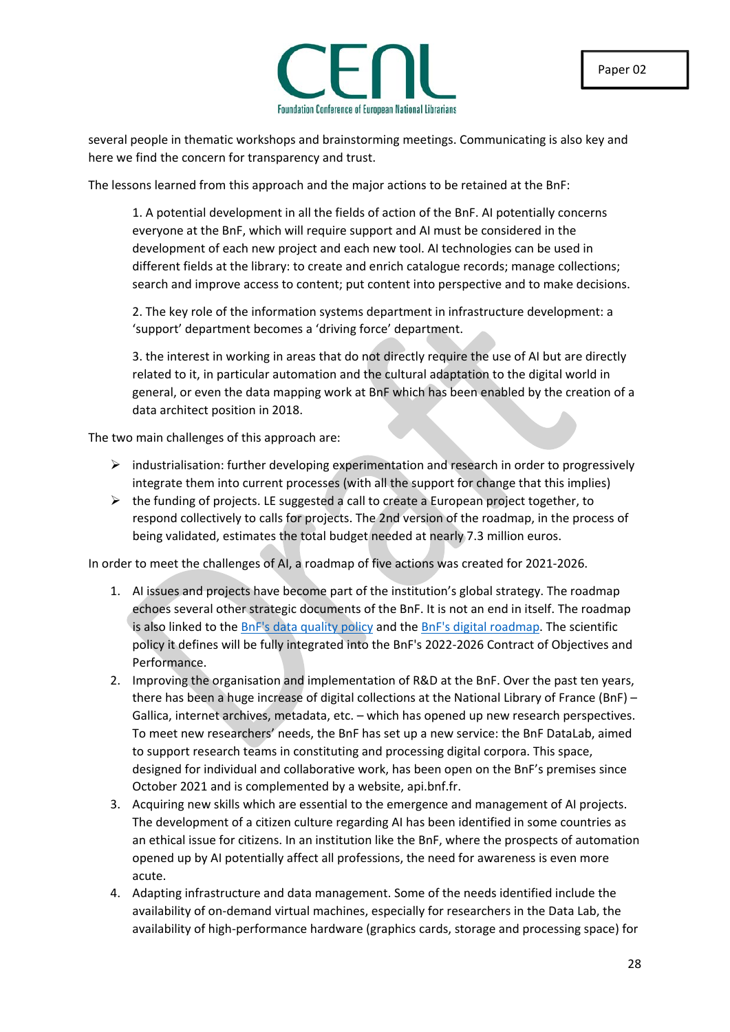several people in thematic workshops and brainstorming meetings. Communicating is also key and here we find the concern for transparency and trust.

The lessons learned from this approach and the major actions to be retained at the BnF:

> 1. A potential development in all the fields of action of the BnF. AI potentially concerns everyone at the BnF, which will require support and AI must be considered in the development of each new project and each new tool. AI technologies can be used in different fields at the library: to create and enrich catalogue records; manage collections; search and improve access to content; put content into perspective and to make decisions.
>
> 2. The key role of the information systems department in infrastructure development: a 'support' department becomes a 'driving force' department.
>
> 3. the interest in working in areas that do not directly require the use of AI but are directly related to it, in particular automation and the cultural adaptation to the digital world in general, or even the data mapping work at BnF which has been enabled by the creation of a data architect position in 2018.

The two main challenges of this approach are:

- industrialisation: further developing experimentation and research in order to progressively integrate them into current processes (with all the support for change that this implies)
- the funding of projects. LE suggested a call to create a European project together, to respond collectively to calls for projects. The 2nd version of the roadmap, in the process of being validated, estimates the total budget needed at nearly 7.3 million euros.

In order to meet the challenges of AI, a roadmap of five actions was created for 2021-2026.

1. AI issues and projects have become part of the institution's global strategy. The roadmap echoes several other strategic documents of the BnF. It is not an end in itself. The roadmap is also linked to the BnF's data quality policy and the BnF's digital roadmap. The scientific policy it defines will be fully integrated into the BnF's 2022-2026 Contract of Objectives and Performance.
2. Improving the organisation and implementation of R&D at the BnF. Over the past ten years, there has been a huge increase of digital collections at the National Library of France (BnF) – Gallica, internet archives, metadata, etc. – which has opened up new research perspectives. To meet new researchers' needs, the BnF has set up a new service: the BnF DataLab, aimed to support research teams in constituting and processing digital corpora. This space, designed for individual and collaborative work, has been open on the BnF's premises since October 2021 and is complemented by a website, api.bnf.fr.
3. Acquiring new skills which are essential to the emergence and management of AI projects. The development of a citizen culture regarding AI has been identified in some countries as an ethical issue for citizens. In an institution like the BnF, where the prospects of automation opened up by AI potentially affect all professions, the need for awareness is even more acute.
4. Adapting infrastructure and data management. Some of the needs identified include the availability of on-demand virtual machines, especially for researchers in the Data Lab, the availability of high-performance hardware (graphics cards, storage and processing space) for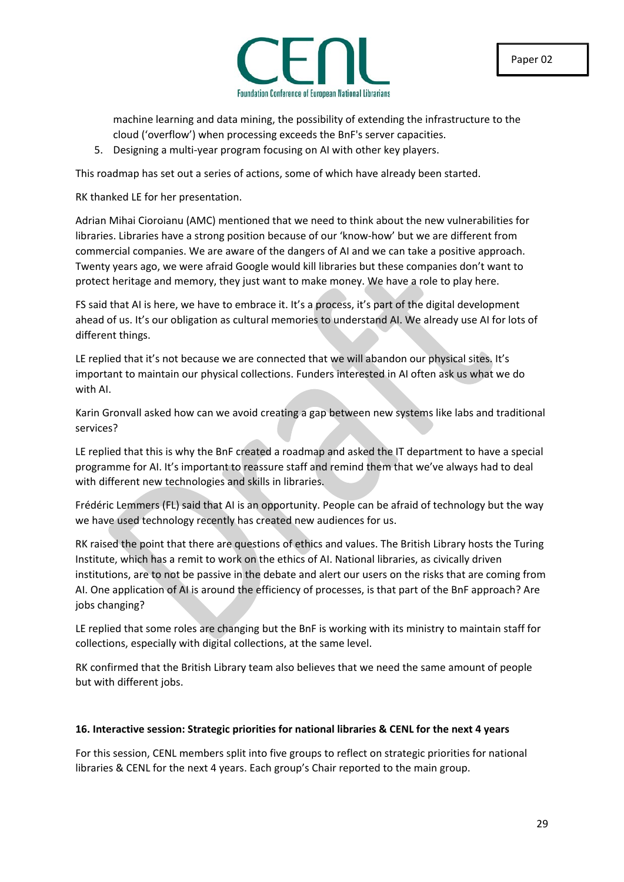machine learning and data mining, the possibility of extending the infrastructure to the cloud ('overflow') when processing exceeds the BnF's server capacities.

5. Designing a multi-year program focusing on AI with other key players.

This roadmap has set out a series of actions, some of which have already been started.

RK thanked LE for her presentation.

Adrian Mihai Cioroianu (AMC) mentioned that we need to think about the new vulnerabilities for libraries. Libraries have a strong position because of our 'know-how' but we are different from commercial companies. We are aware of the dangers of AI and we can take a positive approach. Twenty years ago, we were afraid Google would kill libraries but these companies don't want to protect heritage and memory, they just want to make money. We have a role to play here.

FS said that AI is here, we have to embrace it. It's a process, it's part of the digital development ahead of us. It's our obligation as cultural memories to understand AI. We already use AI for lots of different things.

LE replied that it's not because we are connected that we will abandon our physical sites. It's important to maintain our physical collections. Funders interested in AI often ask us what we do with AI.

Karin Gronvall asked how can we avoid creating a gap between new systems like labs and traditional services?

LE replied that this is why the BnF created a roadmap and asked the IT department to have a special programme for AI. It's important to reassure staff and remind them that we've always had to deal with different new technologies and skills in libraries.

Frédéric Lemmers (FL) said that AI is an opportunity. People can be afraid of technology but the way we have used technology recently has created new audiences for us.

RK raised the point that there are questions of ethics and values. The British Library hosts the Turing Institute, which has a remit to work on the ethics of AI. National libraries, as civically driven institutions, are to not be passive in the debate and alert our users on the risks that are coming from AI. One application of AI is around the efficiency of processes, is that part of the BnF approach? Are jobs changing?

LE replied that some roles are changing but the BnF is working with its ministry to maintain staff for collections, especially with digital collections, at the same level.

RK confirmed that the British Library team also believes that we need the same amount of people but with different jobs.

**16. Interactive session: Strategic priorities for national libraries & CENL for the next 4 years**

For this session, CENL members split into five groups to reflect on strategic priorities for national libraries & CENL for the next 4 years. Each group's Chair reported to the main group.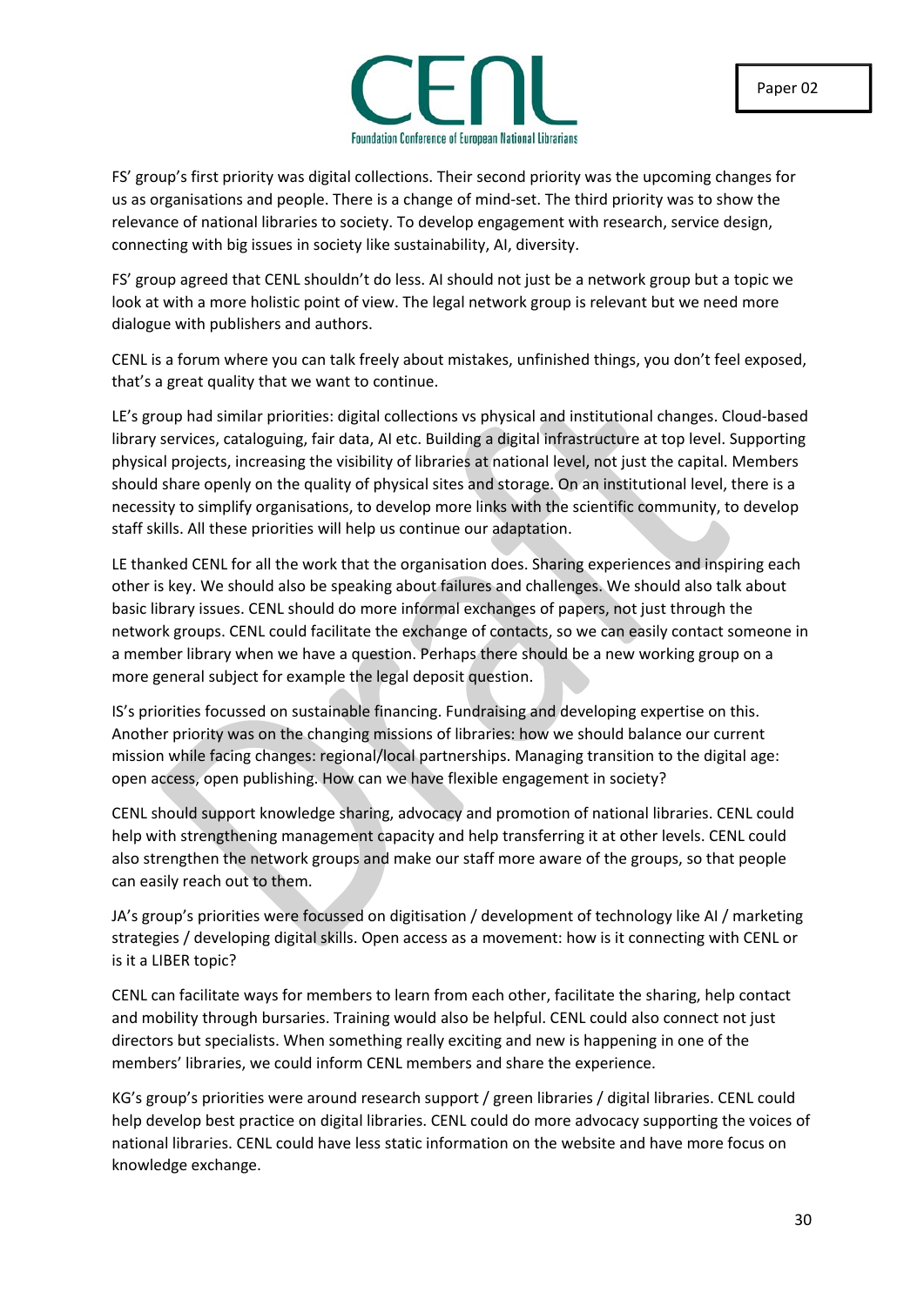FS' group's first priority was digital collections. Their second priority was the upcoming changes for us as organisations and people. There is a change of mind-set. The third priority was to show the relevance of national libraries to society. To develop engagement with research, service design, connecting with big issues in society like sustainability, AI, diversity.

FS' group agreed that CENL shouldn't do less. AI should not just be a network group but a topic we look at with a more holistic point of view. The legal network group is relevant but we need more dialogue with publishers and authors.

CENL is a forum where you can talk freely about mistakes, unfinished things, you don't feel exposed, that's a great quality that we want to continue.

LE's group had similar priorities: digital collections vs physical and institutional changes. Cloud-based library services, cataloguing, fair data, AI etc. Building a digital infrastructure at top level. Supporting physical projects, increasing the visibility of libraries at national level, not just the capital. Members should share openly on the quality of physical sites and storage. On an institutional level, there is a necessity to simplify organisations, to develop more links with the scientific community, to develop staff skills. All these priorities will help us continue our adaptation.

LE thanked CENL for all the work that the organisation does. Sharing experiences and inspiring each other is key. We should also be speaking about failures and challenges. We should also talk about basic library issues. CENL should do more informal exchanges of papers, not just through the network groups. CENL could facilitate the exchange of contacts, so we can easily contact someone in a member library when we have a question. Perhaps there should be a new working group on a more general subject for example the legal deposit question.

IS's priorities focussed on sustainable financing. Fundraising and developing expertise on this. Another priority was on the changing missions of libraries: how we should balance our current mission while facing changes: regional/local partnerships. Managing transition to the digital age: open access, open publishing. How can we have flexible engagement in society?

CENL should support knowledge sharing, advocacy and promotion of national libraries. CENL could help with strengthening management capacity and help transferring it at other levels. CENL could also strengthen the network groups and make our staff more aware of the groups, so that people can easily reach out to them.

JA's group's priorities were focussed on digitisation / development of technology like AI / marketing strategies / developing digital skills. Open access as a movement: how is it connecting with CENL or is it a LIBER topic?

CENL can facilitate ways for members to learn from each other, facilitate the sharing, help contact and mobility through bursaries. Training would also be helpful. CENL could also connect not just directors but specialists. When something really exciting and new is happening in one of the members' libraries, we could inform CENL members and share the experience.

KG's group's priorities were around research support / green libraries / digital libraries. CENL could help develop best practice on digital libraries. CENL could do more advocacy supporting the voices of national libraries. CENL could have less static information on the website and have more focus on knowledge exchange.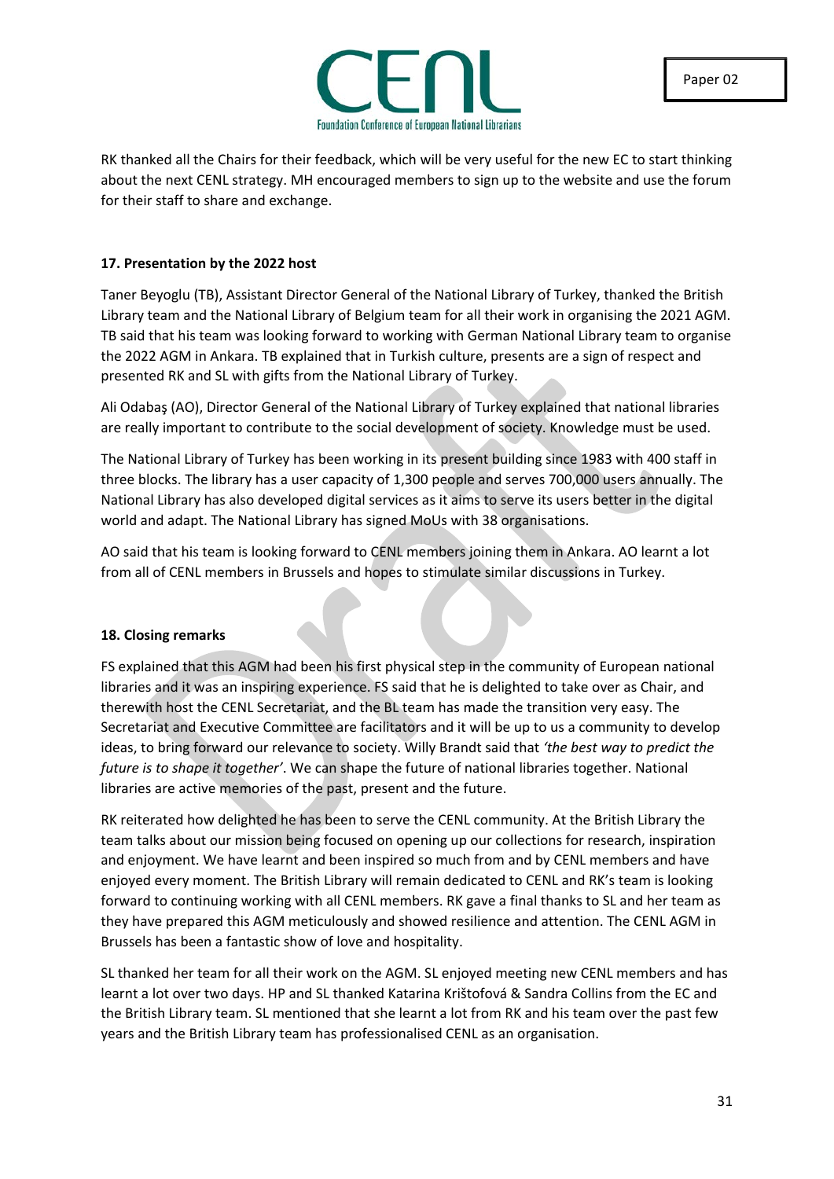RK thanked all the Chairs for their feedback, which will be very useful for the new EC to start thinking about the next CENL strategy. MH encouraged members to sign up to the website and use the forum for their staff to share and exchange.

**17. Presentation by the 2022 host**

Taner Beyoglu (TB), Assistant Director General of the National Library of Turkey, thanked the British Library team and the National Library of Belgium team for all their work in organising the 2021 AGM. TB said that his team was looking forward to working with German National Library team to organise the 2022 AGM in Ankara. TB explained that in Turkish culture, presents are a sign of respect and presented RK and SL with gifts from the National Library of Turkey.

Ali Odabaş (AO), Director General of the National Library of Turkey explained that national libraries are really important to contribute to the social development of society. Knowledge must be used.

The National Library of Turkey has been working in its present building since 1983 with 400 staff in three blocks. The library has a user capacity of 1,300 people and serves 700,000 users annually. The National Library has also developed digital services as it aims to serve its users better in the digital world and adapt. The National Library has signed MoUs with 38 organisations.

AO said that his team is looking forward to CENL members joining them in Ankara. AO learnt a lot from all of CENL members in Brussels and hopes to stimulate similar discussions in Turkey.

**18. Closing remarks**

FS explained that this AGM had been his first physical step in the community of European national libraries and it was an inspiring experience. FS said that he is delighted to take over as Chair, and therewith host the CENL Secretariat, and the BL team has made the transition very easy. The Secretariat and Executive Committee are facilitators and it will be up to us a community to develop ideas, to bring forward our relevance to society. Willy Brandt said that *'the best way to predict the future is to shape it together'*. We can shape the future of national libraries together. National libraries are active memories of the past, present and the future.

RK reiterated how delighted he has been to serve the CENL community. At the British Library the team talks about our mission being focused on opening up our collections for research, inspiration and enjoyment. We have learnt and been inspired so much from and by CENL members and have enjoyed every moment. The British Library will remain dedicated to CENL and RK's team is looking forward to continuing working with all CENL members. RK gave a final thanks to SL and her team as they have prepared this AGM meticulously and showed resilience and attention. The CENL AGM in Brussels has been a fantastic show of love and hospitality.

SL thanked her team for all their work on the AGM. SL enjoyed meeting new CENL members and has learnt a lot over two days. HP and SL thanked Katarina Krištofová & Sandra Collins from the EC and the British Library team. SL mentioned that she learnt a lot from RK and his team over the past few years and the British Library team has professionalised CENL as an organisation.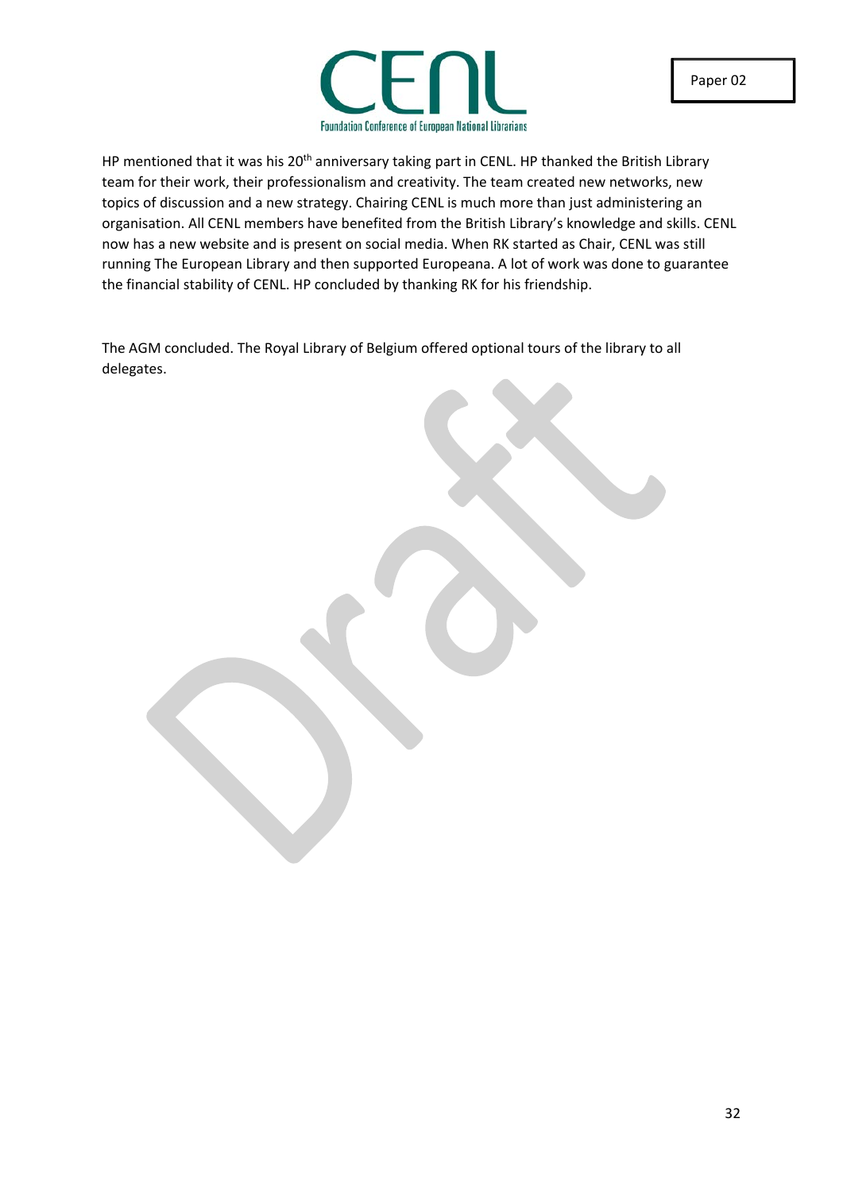HP mentioned that it was his 20th anniversary taking part in CENL. HP thanked the British Library team for their work, their professionalism and creativity. The team created new networks, new topics of discussion and a new strategy. Chairing CENL is much more than just administering an organisation. All CENL members have benefited from the British Library's knowledge and skills. CENL now has a new website and is present on social media. When RK started as Chair, CENL was still running The European Library and then supported Europeana. A lot of work was done to guarantee the financial stability of CENL. HP concluded by thanking RK for his friendship.

The AGM concluded. The Royal Library of Belgium offered optional tours of the library to all delegates.